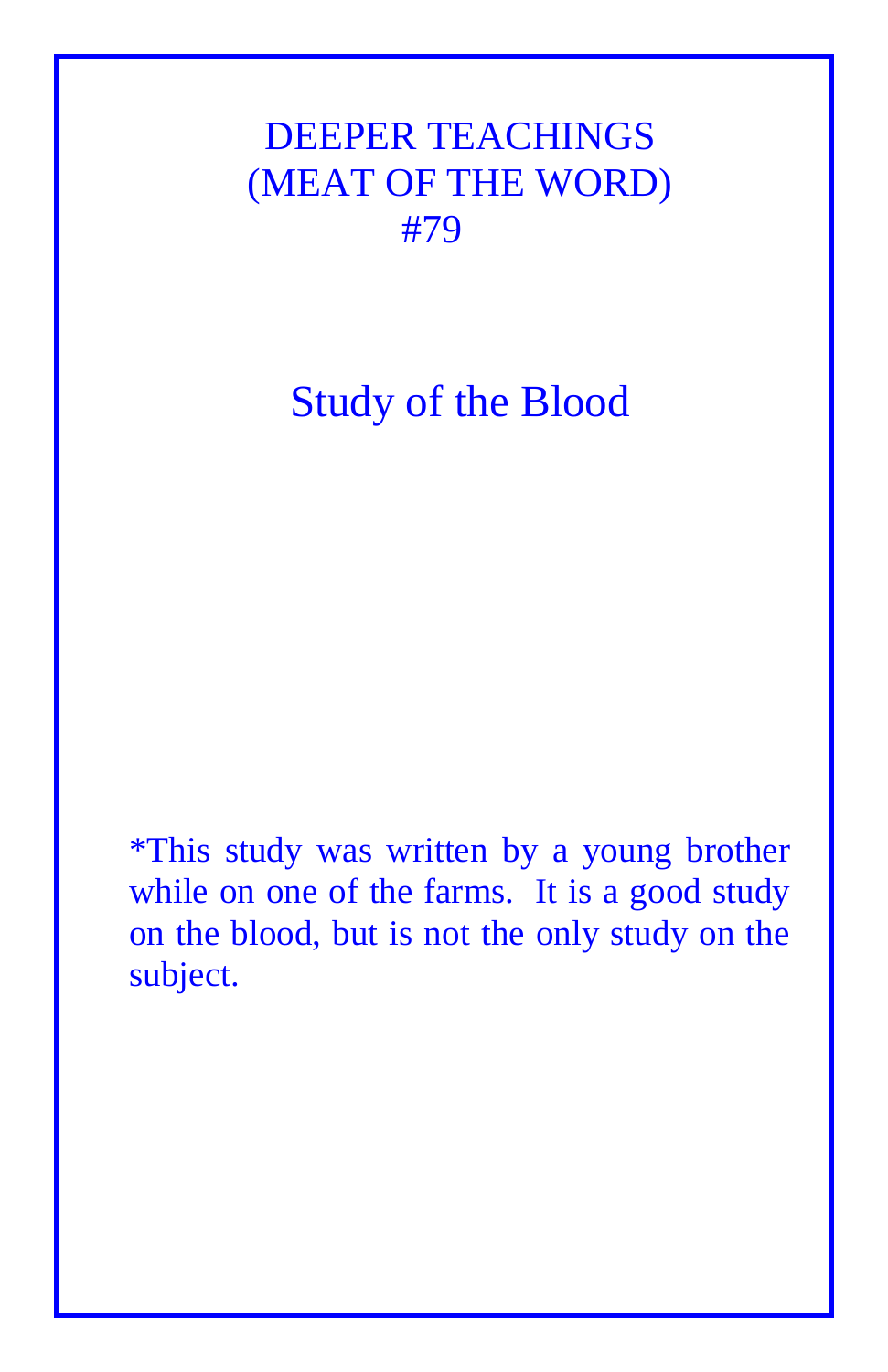# DEEPER TEACHINGS
# (MEAT OF THE WORD)
# #79

## Study of the Blood

*This study was written by a young brother while on one of the farms. It is a good study on the blood, but is not the only study on the subject.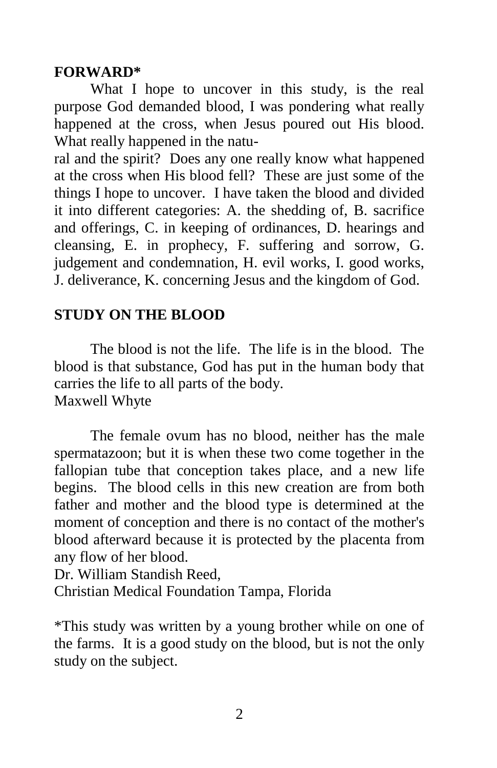## FORWARD*

What I hope to uncover in this study, is the real purpose God demanded blood, I was pondering what really happened at the cross, when Jesus poured out His blood. What really happened in the natural and the spirit? Does any one really know what happened at the cross when His blood fell? These are just some of the things I hope to uncover. I have taken the blood and divided it into different categories: A. the shedding of, B. sacrifice and offerings, C. in keeping of ordinances, D. hearings and cleansing, E. in prophecy, F. suffering and sorrow, G. judgement and condemnation, H. evil works, I. good works, J. deliverance, K. concerning Jesus and the kingdom of God.

## STUDY ON THE BLOOD

The blood is not the life. The life is in the blood. The blood is that substance, God has put in the human body that carries the life to all parts of the body.
Maxwell Whyte

The female ovum has no blood, neither has the male spermatazoon; but it is when these two come together in the fallopian tube that conception takes place, and a new life begins. The blood cells in this new creation are from both father and mother and the blood type is determined at the moment of conception and there is no contact of the mother's blood afterward because it is protected by the placenta from any flow of her blood.
Dr. William Standish Reed,
Christian Medical Foundation Tampa, Florida

*This study was written by a young brother while on one of the farms. It is a good study on the blood, but is not the only study on the subject.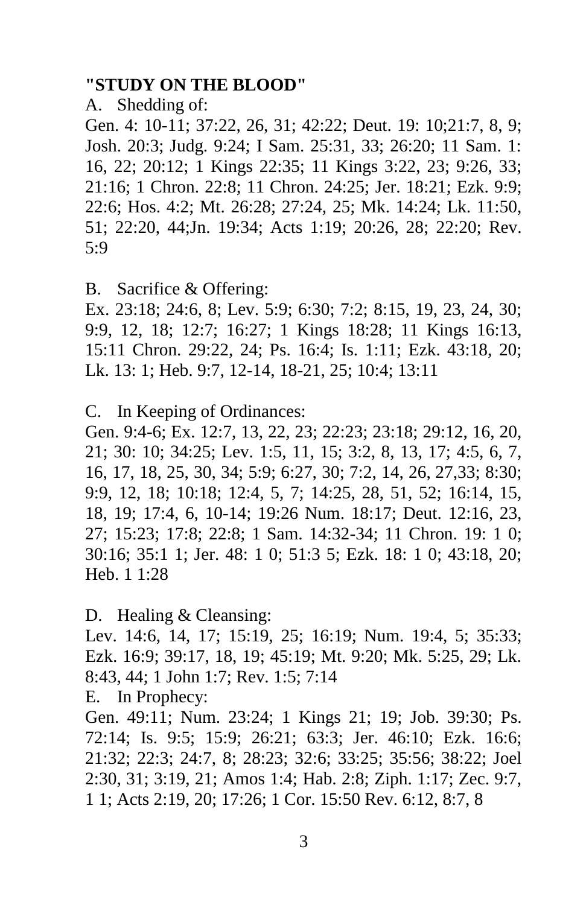**"STUDY ON THE BLOOD"**

A. Shedding of:

Gen. 4: 10-11; 37:22, 26, 31; 42:22; Deut. 19: 10;21:7, 8, 9; Josh. 20:3; Judg. 9:24; I Sam. 25:31, 33; 26:20; 11 Sam. 1: 16, 22; 20:12; 1 Kings 22:35; 11 Kings 3:22, 23; 9:26, 33; 21:16; 1 Chron. 22:8; 11 Chron. 24:25; Jer. 18:21; Ezk. 9:9; 22:6; Hos. 4:2; Mt. 26:28; 27:24, 25; Mk. 14:24; Lk. 11:50, 51; 22:20, 44;Jn. 19:34; Acts 1:19; 20:26, 28; 22:20; Rev. 5:9

B. Sacrifice & Offering:

Ex. 23:18; 24:6, 8; Lev. 5:9; 6:30; 7:2; 8:15, 19, 23, 24, 30; 9:9, 12, 18; 12:7; 16:27; 1 Kings 18:28; 11 Kings 16:13, 15:11 Chron. 29:22, 24; Ps. 16:4; Is. 1:11; Ezk. 43:18, 20; Lk. 13: 1; Heb. 9:7, 12-14, 18-21, 25; 10:4; 13:11

C. In Keeping of Ordinances:

Gen. 9:4-6; Ex. 12:7, 13, 22, 23; 22:23; 23:18; 29:12, 16, 20, 21; 30: 10; 34:25; Lev. 1:5, 11, 15; 3:2, 8, 13, 17; 4:5, 6, 7, 16, 17, 18, 25, 30, 34; 5:9; 6:27, 30; 7:2, 14, 26, 27,33; 8:30; 9:9, 12, 18; 10:18; 12:4, 5, 7; 14:25, 28, 51, 52; 16:14, 15, 18, 19; 17:4, 6, 10-14; 19:26 Num. 18:17; Deut. 12:16, 23, 27; 15:23; 17:8; 22:8; 1 Sam. 14:32-34; 11 Chron. 19: 1 0; 30:16; 35:1 1; Jer. 48: 1 0; 51:3 5; Ezk. 18: 1 0; 43:18, 20; Heb. 1 1:28

D. Healing & Cleansing:

Lev. 14:6, 14, 17; 15:19, 25; 16:19; Num. 19:4, 5; 35:33; Ezk. 16:9; 39:17, 18, 19; 45:19; Mt. 9:20; Mk. 5:25, 29; Lk. 8:43, 44; 1 John 1:7; Rev. 1:5; 7:14

E. In Prophecy:

Gen. 49:11; Num. 23:24; 1 Kings 21; 19; Job. 39:30; Ps. 72:14; Is. 9:5; 15:9; 26:21; 63:3; Jer. 46:10; Ezk. 16:6; 21:32; 22:3; 24:7, 8; 28:23; 32:6; 33:25; 35:56; 38:22; Joel 2:30, 31; 3:19, 21; Amos 1:4; Hab. 2:8; Ziph. 1:17; Zec. 9:7, 1 1; Acts 2:19, 20; 17:26; 1 Cor. 15:50 Rev. 6:12, 8:7, 8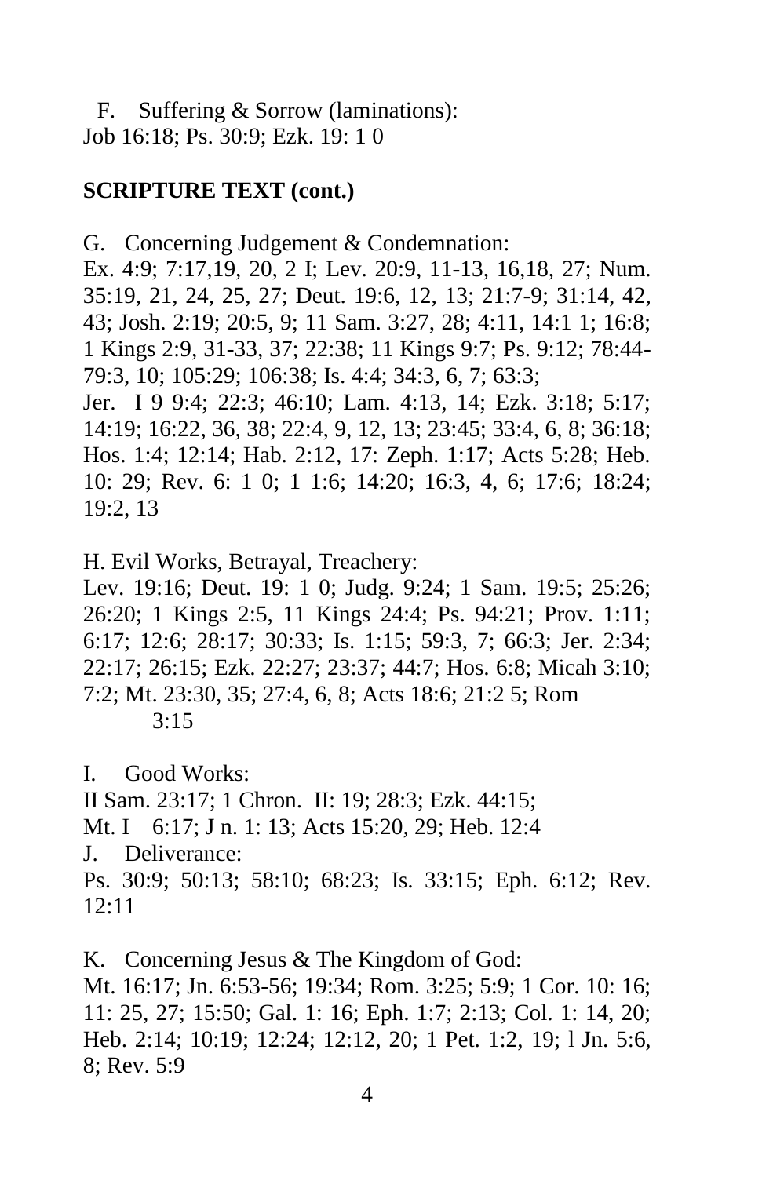F. Suffering & Sorrow (laminations):
Job 16:18; Ps. 30:9; Ezk. 19: 1 0

**SCRIPTURE TEXT (cont.)**

G. Concerning Judgement & Condemnation:
Ex. 4:9; 7:17,19, 20, 2 I; Lev. 20:9, 11-13, 16,18, 27; Num. 35:19, 21, 24, 25, 27; Deut. 19:6, 12, 13; 21:7-9; 31:14, 42, 43; Josh. 2:19; 20:5, 9; 11 Sam. 3:27, 28; 4:11, 14:1 1; 16:8; 1 Kings 2:9, 31-33, 37; 22:38; 11 Kings 9:7; Ps. 9:12; 78:44-79:3, 10; 105:29; 106:38; Is. 4:4; 34:3, 6, 7; 63:3;
Jer. I 9 9:4; 22:3; 46:10; Lam. 4:13, 14; Ezk. 3:18; 5:17; 14:19; 16:22, 36, 38; 22:4, 9, 12, 13; 23:45; 33:4, 6, 8; 36:18; Hos. 1:4; 12:14; Hab. 2:12, 17: Zeph. 1:17; Acts 5:28; Heb. 10: 29; Rev. 6: 1 0; 1 1:6; 14:20; 16:3, 4, 6; 17:6; 18:24; 19:2, 13

H. Evil Works, Betrayal, Treachery:
Lev. 19:16; Deut. 19: 1 0; Judg. 9:24; 1 Sam. 19:5; 25:26; 26:20; 1 Kings 2:5, 11 Kings 24:4; Ps. 94:21; Prov. 1:11; 6:17; 12:6; 28:17; 30:33; Is. 1:15; 59:3, 7; 66:3; Jer. 2:34; 22:17; 26:15; Ezk. 22:27; 23:37; 44:7; Hos. 6:8; Micah 3:10; 7:2; Mt. 23:30, 35; 27:4, 6, 8; Acts 18:6; 21:2 5; Rom 3:15

I. Good Works:
II Sam. 23:17; 1 Chron. II: 19; 28:3; Ezk. 44:15;
Mt. I 6:17; J n. 1: 13; Acts 15:20, 29; Heb. 12:4

J. Deliverance:
Ps. 30:9; 50:13; 58:10; 68:23; Is. 33:15; Eph. 6:12; Rev. 12:11

K. Concerning Jesus & The Kingdom of God:
Mt. 16:17; Jn. 6:53-56; 19:34; Rom. 3:25; 5:9; 1 Cor. 10: 16; 11: 25, 27; 15:50; Gal. 1: 16; Eph. 1:7; 2:13; Col. 1: 14, 20; Heb. 2:14; 10:19; 12:24; 12:12, 20; 1 Pet. 1:2, 19; l Jn. 5:6, 8; Rev. 5:9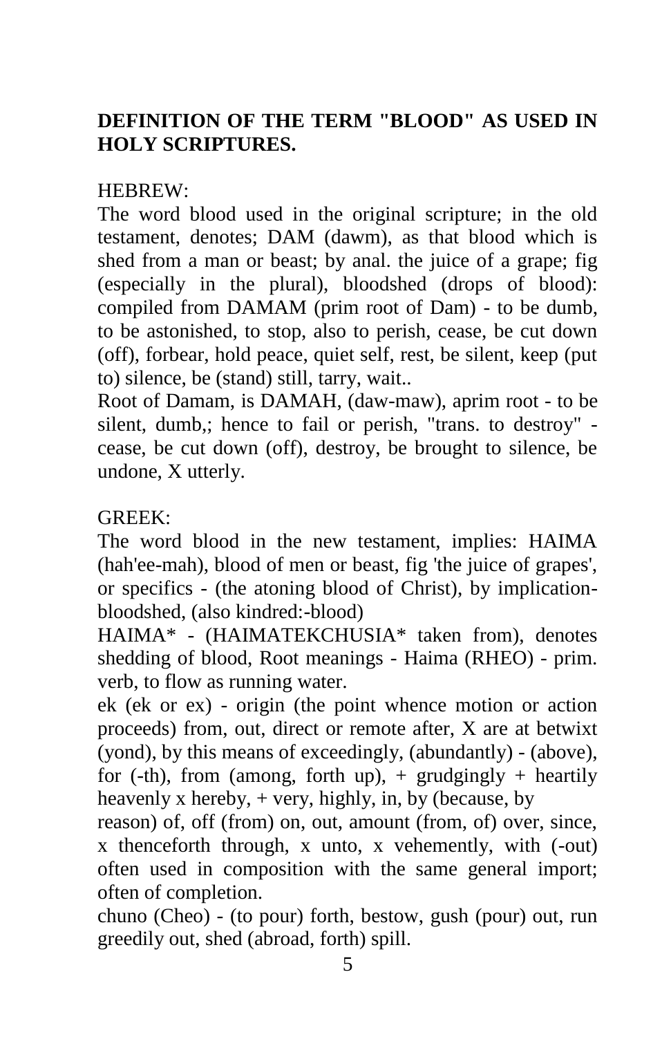**DEFINITION OF THE TERM "BLOOD" AS USED IN HOLY SCRIPTURES.**

HEBREW:

The word blood used in the original scripture; in the old testament, denotes; DAM (dawm), as that blood which is shed from a man or beast; by anal. the juice of a grape; fig (especially in the plural), bloodshed (drops of blood): compiled from DAMAM (prim root of Dam) - to be dumb, to be astonished, to stop, also to perish, cease, be cut down (off), forbear, hold peace, quiet self, rest, be silent, keep (put to) silence, be (stand) still, tarry, wait..

Root of Damam, is DAMAH, (daw-maw), aprim root - to be silent, dumb,; hence to fail or perish, "trans. to destroy" - cease, be cut down (off), destroy, be brought to silence, be undone, X utterly.

GREEK:

The word blood in the new testament, implies: HAIMA (hah'ee-mah), blood of men or beast, fig 'the juice of grapes', or specifics - (the atoning blood of Christ), by implication-bloodshed, (also kindred:-blood)

HAIMA* - (HAIMATEKCHUSIA* taken from), denotes shedding of blood, Root meanings - Haima (RHEO) - prim. verb, to flow as running water.

ek (ek or ex) - origin (the point whence motion or action proceeds) from, out, direct or remote after, X are at betwixt (yond), by this means of exceedingly, (abundantly) - (above), for (-th), from (among, forth up), + grudgingly + heartily heavenly x hereby, + very, highly, in, by (because, by reason) of, off (from) on, out, amount (from, of) over, since, x thenceforth through, x unto, x vehemently, with (-out) often used in composition with the same general import; often of completion.

chuno (Cheo) - (to pour) forth, bestow, gush (pour) out, run greedily out, shed (abroad, forth) spill.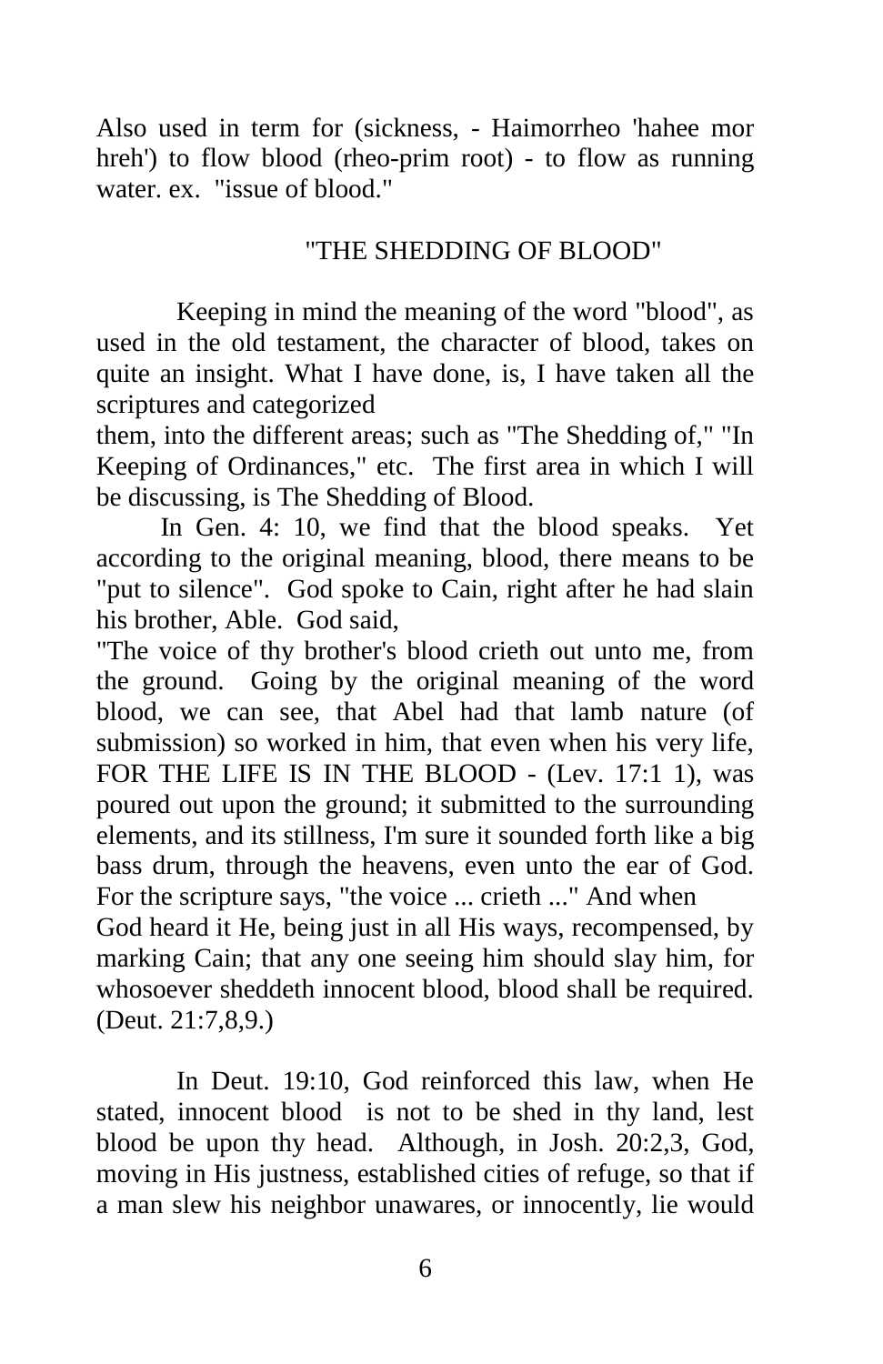Also used in term for (sickness, - Haimorrheo 'hahee mor hreh') to flow blood (rheo-prim root) - to flow as running water. ex. "issue of blood."

"THE SHEDDING OF BLOOD"

Keeping in mind the meaning of the word "blood", as used in the old testament, the character of blood, takes on quite an insight. What I have done, is, I have taken all the scriptures and categorized them, into the different areas; such as "The Shedding of," "In Keeping of Ordinances," etc. The first area in which I will be discussing, is The Shedding of Blood.

In Gen. 4: 10, we find that the blood speaks. Yet according to the original meaning, blood, there means to be "put to silence". God spoke to Cain, right after he had slain his brother, Able. God said,

"The voice of thy brother's blood crieth out unto me, from the ground. Going by the original meaning of the word blood, we can see, that Abel had that lamb nature (of submission) so worked in him, that even when his very life, FOR THE LIFE IS IN THE BLOOD - (Lev. 17:1 1), was poured out upon the ground; it submitted to the surrounding elements, and its stillness, I'm sure it sounded forth like a big bass drum, through the heavens, even unto the ear of God. For the scripture says, "the voice ... crieth ..." And when God heard it He, being just in all His ways, recompensed, by marking Cain; that any one seeing him should slay him, for whosoever sheddeth innocent blood, blood shall be required. (Deut. 21:7,8,9.)

In Deut. 19:10, God reinforced this law, when He stated, innocent blood is not to be shed in thy land, lest blood be upon thy head. Although, in Josh. 20:2,3, God, moving in His justness, established cities of refuge, so that if a man slew his neighbor unawares, or innocently, lie would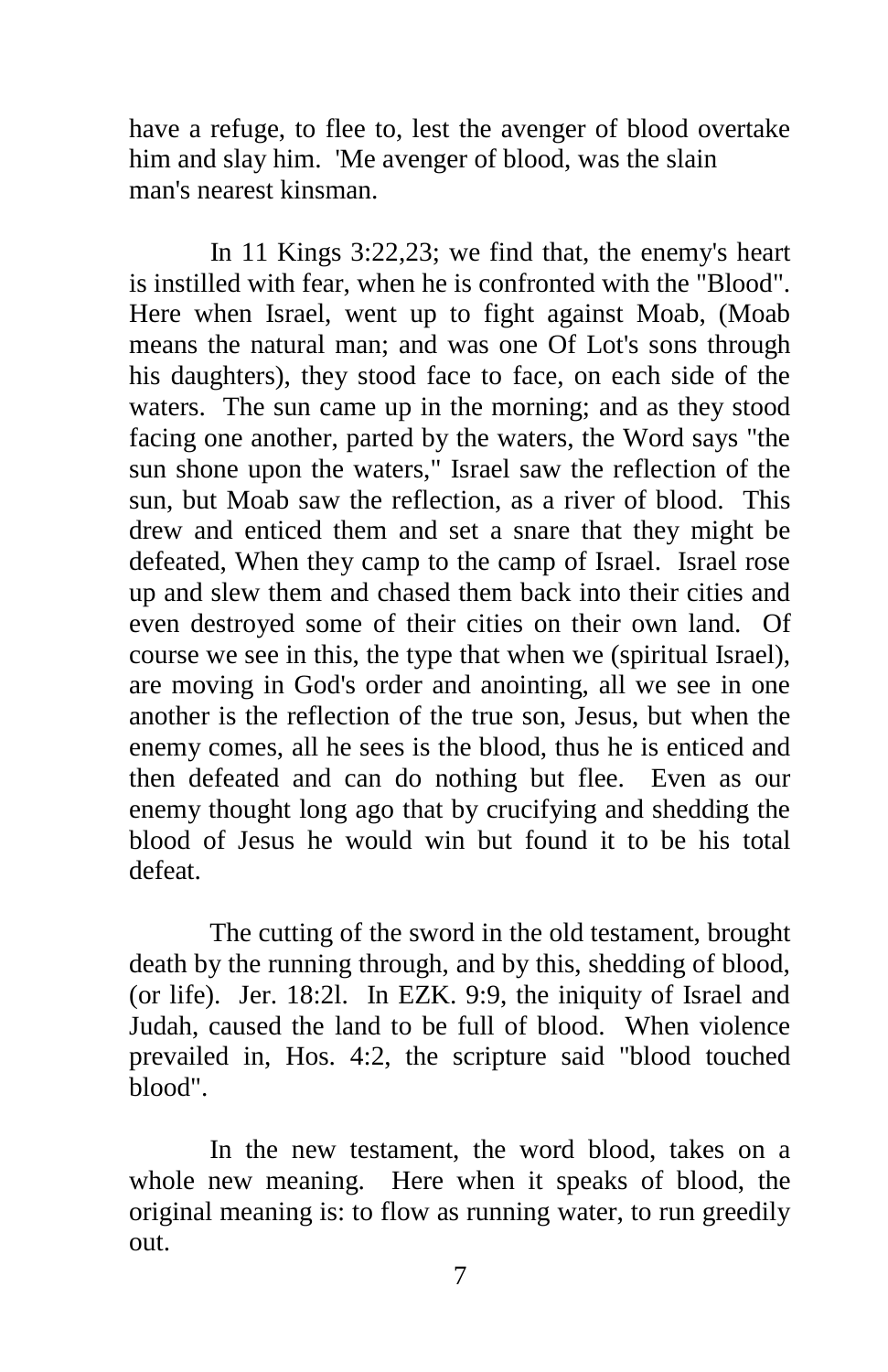have a refuge, to flee to, lest the avenger of blood overtake him and slay him. 'Me avenger of blood, was the slain man's nearest kinsman.

In 11 Kings 3:22,23; we find that, the enemy's heart is instilled with fear, when he is confronted with the "Blood". Here when Israel, went up to fight against Moab, (Moab means the natural man; and was one Of Lot's sons through his daughters), they stood face to face, on each side of the waters. The sun came up in the morning; and as they stood facing one another, parted by the waters, the Word says "the sun shone upon the waters," Israel saw the reflection of the sun, but Moab saw the reflection, as a river of blood. This drew and enticed them and set a snare that they might be defeated, When they camp to the camp of Israel. Israel rose up and slew them and chased them back into their cities and even destroyed some of their cities on their own land. Of course we see in this, the type that when we (spiritual Israel), are moving in God's order and anointing, all we see in one another is the reflection of the true son, Jesus, but when the enemy comes, all he sees is the blood, thus he is enticed and then defeated and can do nothing but flee. Even as our enemy thought long ago that by crucifying and shedding the blood of Jesus he would win but found it to be his total defeat.

The cutting of the sword in the old testament, brought death by the running through, and by this, shedding of blood, (or life). Jer. 18:2l. In EZK. 9:9, the iniquity of Israel and Judah, caused the land to be full of blood. When violence prevailed in, Hos. 4:2, the scripture said "blood touched blood".

In the new testament, the word blood, takes on a whole new meaning. Here when it speaks of blood, the original meaning is: to flow as running water, to run greedily out.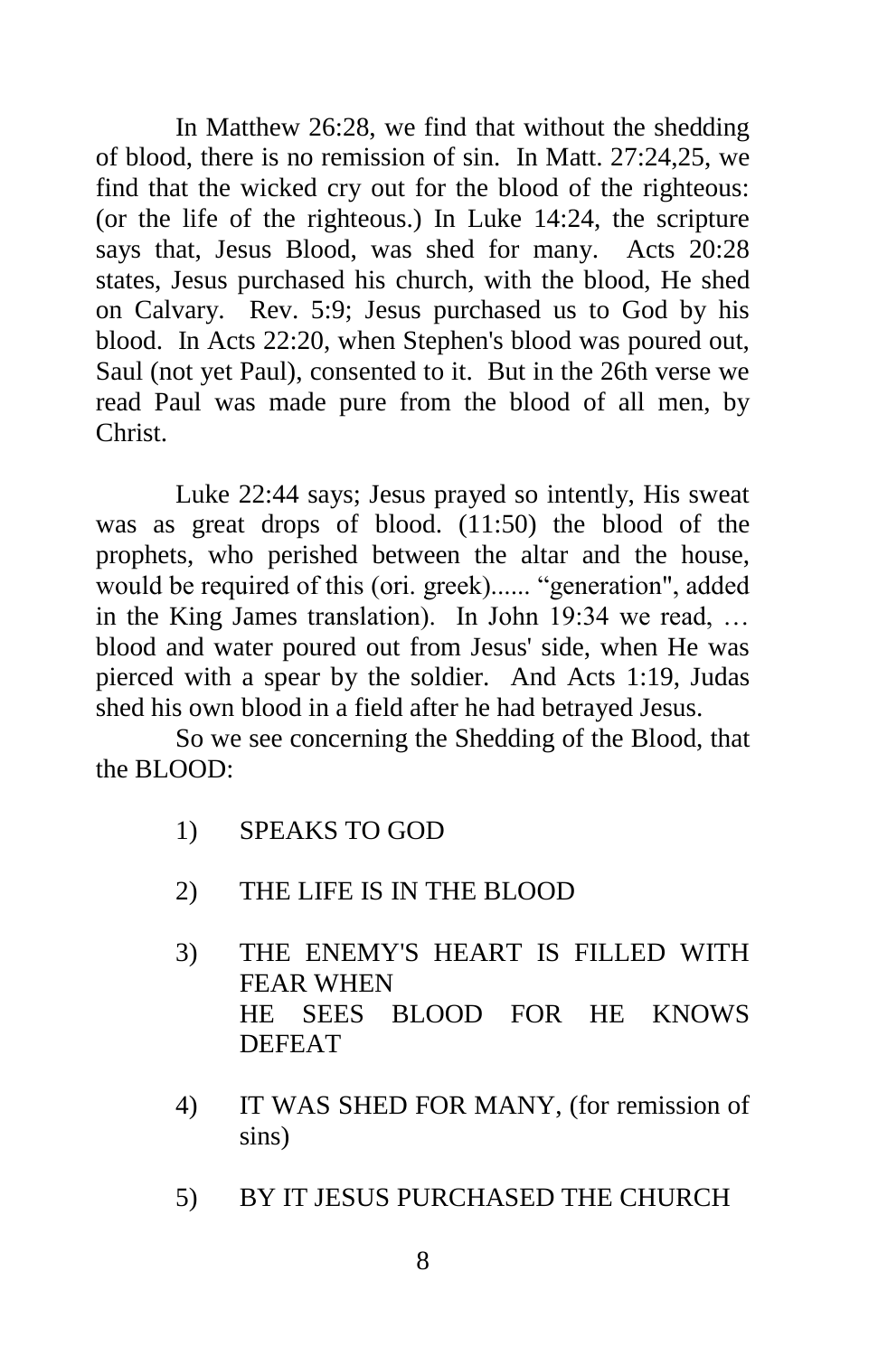In Matthew 26:28, we find that without the shedding of blood, there is no remission of sin. In Matt. 27:24,25, we find that the wicked cry out for the blood of the righteous: (or the life of the righteous.) In Luke 14:24, the scripture says that, Jesus Blood, was shed for many. Acts 20:28 states, Jesus purchased his church, with the blood, He shed on Calvary. Rev. 5:9; Jesus purchased us to God by his blood. In Acts 22:20, when Stephen's blood was poured out, Saul (not yet Paul), consented to it. But in the 26th verse we read Paul was made pure from the blood of all men, by Christ.

Luke 22:44 says; Jesus prayed so intently, His sweat was as great drops of blood. (11:50) the blood of the prophets, who perished between the altar and the house, would be required of this (ori. greek)...... "generation", added in the King James translation). In John 19:34 we read, … blood and water poured out from Jesus' side, when He was pierced with a spear by the soldier. And Acts 1:19, Judas shed his own blood in a field after he had betrayed Jesus.

So we see concerning the Shedding of the Blood, that the BLOOD:

1) SPEAKS TO GOD

2) THE LIFE IS IN THE BLOOD

3) THE ENEMY'S HEART IS FILLED WITH FEAR WHEN HE SEES BLOOD FOR HE KNOWS DEFEAT

4) IT WAS SHED FOR MANY, (for remission of sins)

5) BY IT JESUS PURCHASED THE CHURCH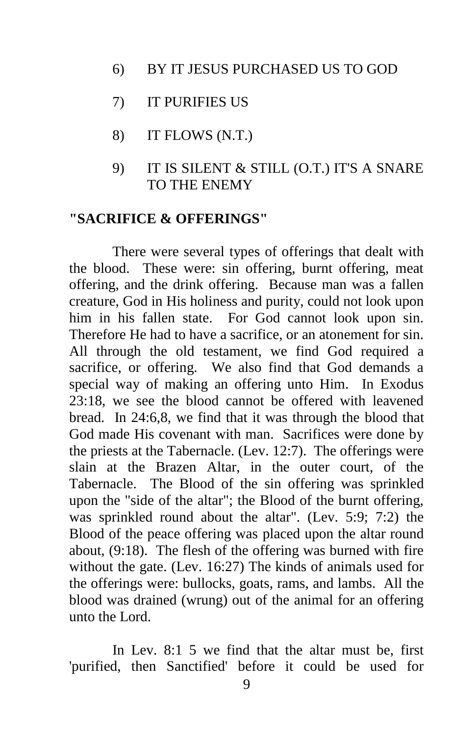6) BY IT JESUS PURCHASED US TO GOD

7) IT PURIFIES US

8) IT FLOWS (N.T.)

9) IT IS SILENT & STILL (O.T.) IT'S A SNARE TO THE ENEMY

**"SACRIFICE & OFFERINGS"**

There were several types of offerings that dealt with the blood. These were: sin offering, burnt offering, meat offering, and the drink offering. Because man was a fallen creature, God in His holiness and purity, could not look upon him in his fallen state. For God cannot look upon sin. Therefore He had to have a sacrifice, or an atonement for sin. All through the old testament, we find God required a sacrifice, or offering. We also find that God demands a special way of making an offering unto Him. In Exodus 23:18, we see the blood cannot be offered with leavened bread. In 24:6,8, we find that it was through the blood that God made His covenant with man. Sacrifices were done by the priests at the Tabernacle. (Lev. 12:7). The offerings were slain at the Brazen Altar, in the outer court, of the Tabernacle. The Blood of the sin offering was sprinkled upon the "side of the altar"; the Blood of the burnt offering, was sprinkled round about the altar". (Lev. 5:9; 7:2) the Blood of the peace offering was placed upon the altar round about, (9:18). The flesh of the offering was burned with fire without the gate. (Lev. 16:27) The kinds of animals used for the offerings were: bullocks, goats, rams, and lambs. All the blood was drained (wrung) out of the animal for an offering unto the Lord.

In Lev. 8:1 5 we find that the altar must be, first 'purified, then Sanctified' before it could be used for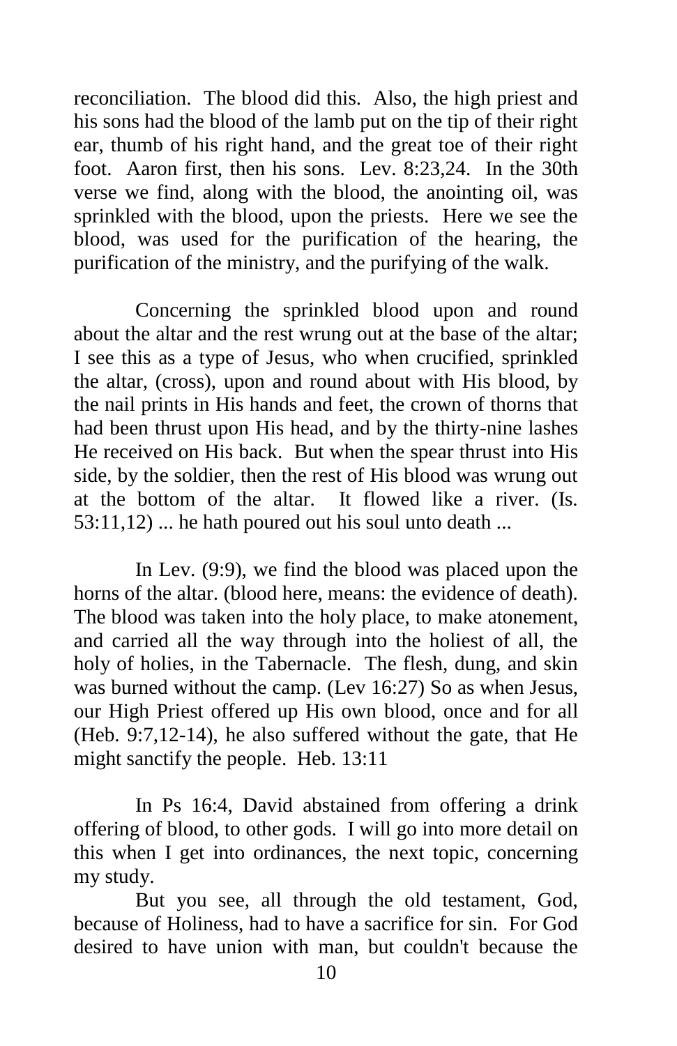reconciliation. The blood did this. Also, the high priest and his sons had the blood of the lamb put on the tip of their right ear, thumb of his right hand, and the great toe of their right foot. Aaron first, then his sons. Lev. 8:23,24. In the 30th verse we find, along with the blood, the anointing oil, was sprinkled with the blood, upon the priests. Here we see the blood, was used for the purification of the hearing, the purification of the ministry, and the purifying of the walk.

Concerning the sprinkled blood upon and round about the altar and the rest wrung out at the base of the altar; I see this as a type of Jesus, who when crucified, sprinkled the altar, (cross), upon and round about with His blood, by the nail prints in His hands and feet, the crown of thorns that had been thrust upon His head, and by the thirty-nine lashes He received on His back. But when the spear thrust into His side, by the soldier, then the rest of His blood was wrung out at the bottom of the altar. It flowed like a river. (Is. 53:11,12) ... he hath poured out his soul unto death ...

In Lev. (9:9), we find the blood was placed upon the horns of the altar. (blood here, means: the evidence of death). The blood was taken into the holy place, to make atonement, and carried all the way through into the holiest of all, the holy of holies, in the Tabernacle. The flesh, dung, and skin was burned without the camp. (Lev 16:27) So as when Jesus, our High Priest offered up His own blood, once and for all (Heb. 9:7,12-14), he also suffered without the gate, that He might sanctify the people. Heb. 13:11

In Ps 16:4, David abstained from offering a drink offering of blood, to other gods. I will go into more detail on this when I get into ordinances, the next topic, concerning my study.

But you see, all through the old testament, God, because of Holiness, had to have a sacrifice for sin. For God desired to have union with man, but couldn't because the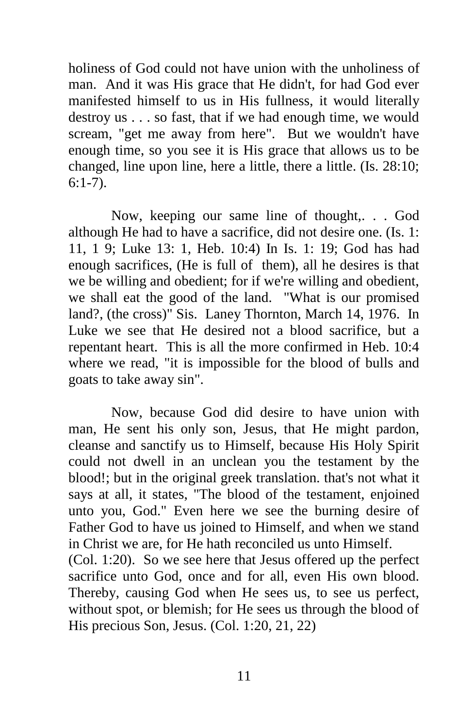holiness of God could not have union with the unholiness of man. And it was His grace that He didn't, for had God ever manifested himself to us in His fullness, it would literally destroy us . . . so fast, that if we had enough time, we would scream, "get me away from here". But we wouldn't have enough time, so you see it is His grace that allows us to be changed, line upon line, here a little, there a little. (Is. 28:10; 6:1-7).

Now, keeping our same line of thought,. . . God although He had to have a sacrifice, did not desire one. (Is. 1: 11, 1 9; Luke 13: 1, Heb. 10:4) In Is. 1: 19; God has had enough sacrifices, (He is full of them), all he desires is that we be willing and obedient; for if we're willing and obedient, we shall eat the good of the land. "What is our promised land?, (the cross)" Sis. Laney Thornton, March 14, 1976. In Luke we see that He desired not a blood sacrifice, but a repentant heart. This is all the more confirmed in Heb. 10:4 where we read, "it is impossible for the blood of bulls and goats to take away sin".

Now, because God did desire to have union with man, He sent his only son, Jesus, that He might pardon, cleanse and sanctify us to Himself, because His Holy Spirit could not dwell in an unclean you the testament by the blood!; but in the original greek translation. that's not what it says at all, it states, "The blood of the testament, enjoined unto you, God." Even here we see the burning desire of Father God to have us joined to Himself, and when we stand in Christ we are, for He hath reconciled us unto Himself.
(Col. 1:20). So we see here that Jesus offered up the perfect sacrifice unto God, once and for all, even His own blood. Thereby, causing God when He sees us, to see us perfect, without spot, or blemish; for He sees us through the blood of His precious Son, Jesus. (Col. 1:20, 21, 22)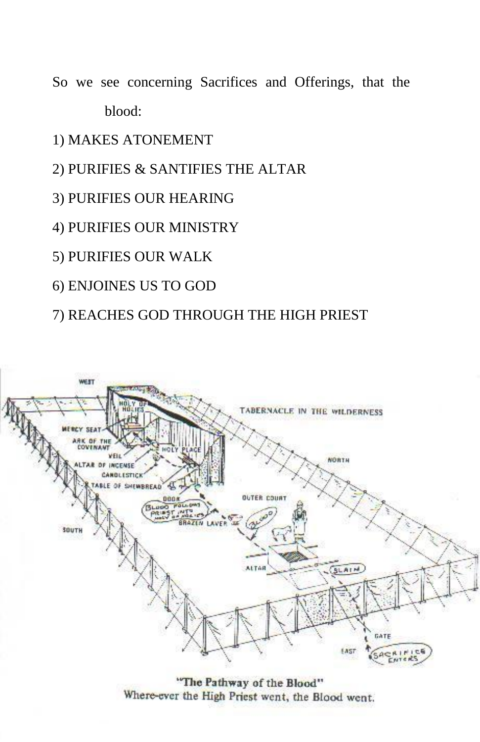So we see concerning Sacrifices and Offerings, that the blood:

1) MAKES ATONEMENT
2) PURIFIES & SANTIFIES THE ALTAR
3) PURIFIES OUR HEARING
4) PURIFIES OUR MINISTRY
5) PURIFIES OUR WALK
6) ENJOINES US TO GOD
7) REACHES GOD THROUGH THE HIGH PRIEST

"The Pathway of the Blood"
Where-ever the High Priest went, the Blood went.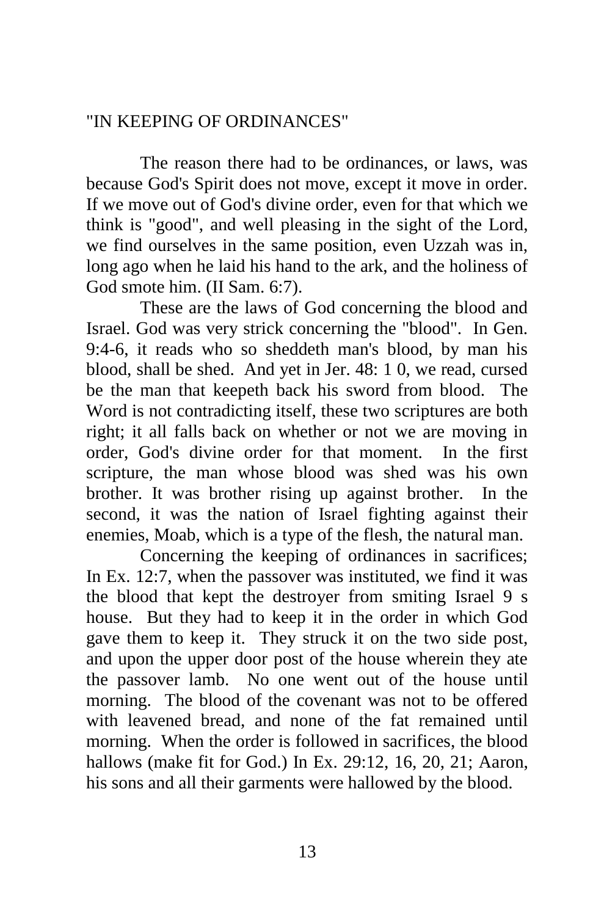"IN KEEPING OF ORDINANCES"

The reason there had to be ordinances, or laws, was because God's Spirit does not move, except it move in order. If we move out of God's divine order, even for that which we think is "good", and well pleasing in the sight of the Lord, we find ourselves in the same position, even Uzzah was in, long ago when he laid his hand to the ark, and the holiness of God smote him. (II Sam. 6:7).

These are the laws of God concerning the blood and Israel. God was very strick concerning the "blood". In Gen. 9:4-6, it reads who so sheddeth man's blood, by man his blood, shall be shed. And yet in Jer. 48: 1 0, we read, cursed be the man that keepeth back his sword from blood. The Word is not contradicting itself, these two scriptures are both right; it all falls back on whether or not we are moving in order, God's divine order for that moment. In the first scripture, the man whose blood was shed was his own brother. It was brother rising up against brother. In the second, it was the nation of Israel fighting against their enemies, Moab, which is a type of the flesh, the natural man.

Concerning the keeping of ordinances in sacrifices; In Ex. 12:7, when the passover was instituted, we find it was the blood that kept the destroyer from smiting Israel 9 s house. But they had to keep it in the order in which God gave them to keep it. They struck it on the two side post, and upon the upper door post of the house wherein they ate the passover lamb. No one went out of the house until morning. The blood of the covenant was not to be offered with leavened bread, and none of the fat remained until morning. When the order is followed in sacrifices, the blood hallows (make fit for God.) In Ex. 29:12, 16, 20, 21; Aaron, his sons and all their garments were hallowed by the blood.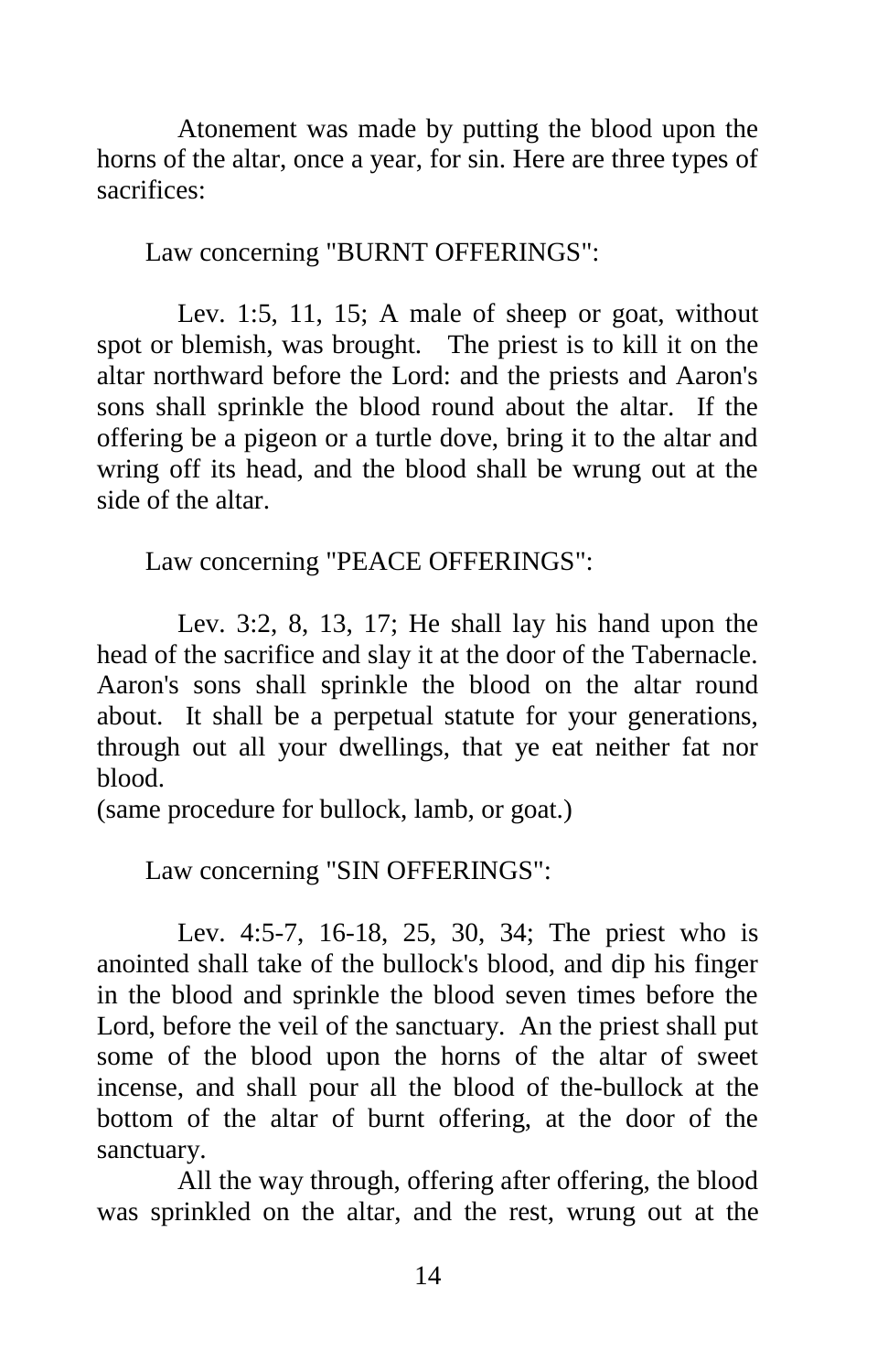Atonement was made by putting the blood upon the horns of the altar, once a year, for sin. Here are three types of sacrifices:

Law concerning "BURNT OFFERINGS":

Lev. 1:5, 11, 15; A male of sheep or goat, without spot or blemish, was brought. The priest is to kill it on the altar northward before the Lord: and the priests and Aaron's sons shall sprinkle the blood round about the altar. If the offering be a pigeon or a turtle dove, bring it to the altar and wring off its head, and the blood shall be wrung out at the side of the altar.

Law concerning "PEACE OFFERINGS":

Lev. 3:2, 8, 13, 17; He shall lay his hand upon the head of the sacrifice and slay it at the door of the Tabernacle. Aaron's sons shall sprinkle the blood on the altar round about. It shall be a perpetual statute for your generations, through out all your dwellings, that ye eat neither fat nor blood.
(same procedure for bullock, lamb, or goat.)

Law concerning "SIN OFFERINGS":

Lev. 4:5-7, 16-18, 25, 30, 34; The priest who is anointed shall take of the bullock's blood, and dip his finger in the blood and sprinkle the blood seven times before the Lord, before the veil of the sanctuary. An the priest shall put some of the blood upon the horns of the altar of sweet incense, and shall pour all the blood of the-bullock at the bottom of the altar of burnt offering, at the door of the sanctuary.

All the way through, offering after offering, the blood was sprinkled on the altar, and the rest, wrung out at the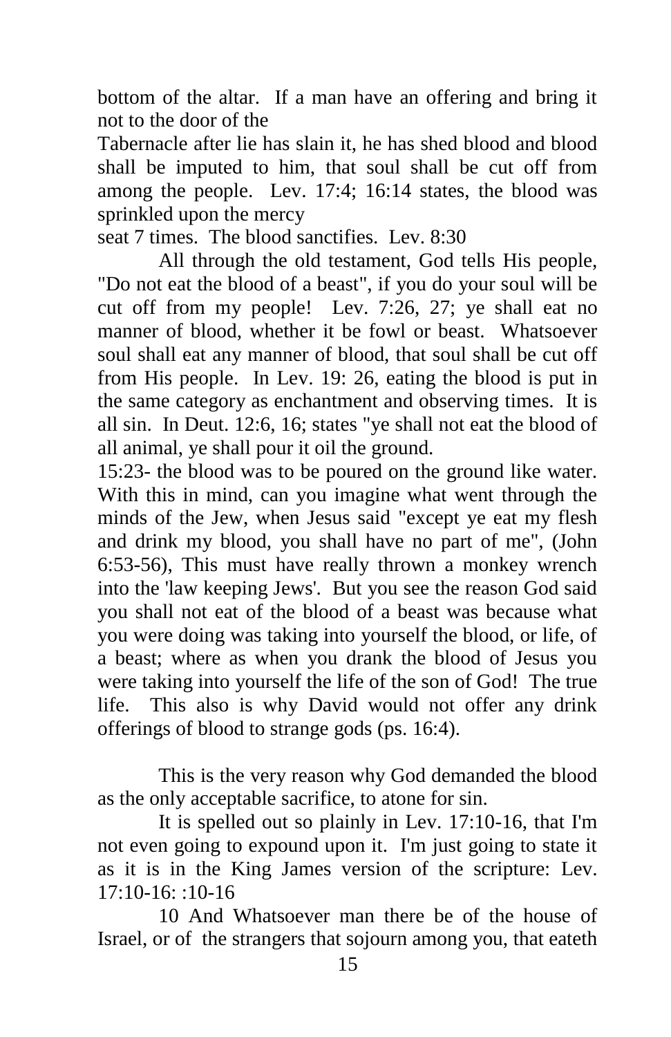bottom of the altar. If a man have an offering and bring it not to the door of the

Tabernacle after lie has slain it, he has shed blood and blood shall be imputed to him, that soul shall be cut off from among the people. Lev. 17:4; 16:14 states, the blood was sprinkled upon the mercy

seat 7 times. The blood sanctifies. Lev. 8:30

All through the old testament, God tells His people, "Do not eat the blood of a beast", if you do your soul will be cut off from my people! Lev. 7:26, 27; ye shall eat no manner of blood, whether it be fowl or beast. Whatsoever soul shall eat any manner of blood, that soul shall be cut off from His people. In Lev. 19: 26, eating the blood is put in the same category as enchantment and observing times. It is all sin. In Deut. 12:6, 16; states "ye shall not eat the blood of all animal, ye shall pour it oil the ground.

15:23- the blood was to be poured on the ground like water. With this in mind, can you imagine what went through the minds of the Jew, when Jesus said "except ye eat my flesh and drink my blood, you shall have no part of me", (John 6:53-56), This must have really thrown a monkey wrench into the 'law keeping Jews'. But you see the reason God said you shall not eat of the blood of a beast was because what you were doing was taking into yourself the blood, or life, of a beast; where as when you drank the blood of Jesus you were taking into yourself the life of the son of God! The true life. This also is why David would not offer any drink offerings of blood to strange gods (ps. 16:4).

This is the very reason why God demanded the blood as the only acceptable sacrifice, to atone for sin.

It is spelled out so plainly in Lev. 17:10-16, that I'm not even going to expound upon it. I'm just going to state it as it is in the King James version of the scripture: Lev. 17:10-16: :10-16

10 And Whatsoever man there be of the house of Israel, or of the strangers that sojourn among you, that eateth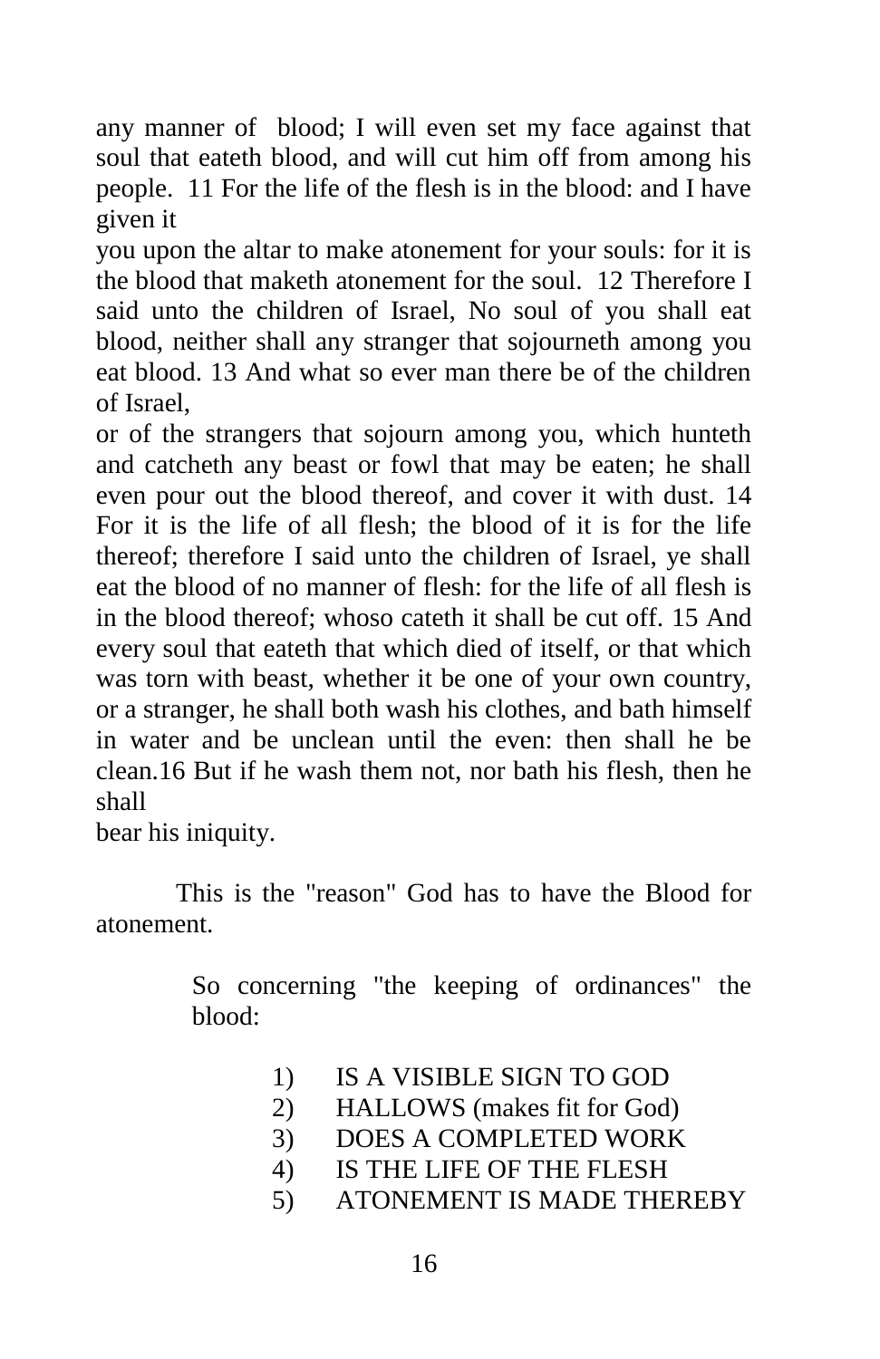any manner of blood; I will even set my face against that soul that eateth blood, and will cut him off from among his people. 11 For the life of the flesh is in the blood: and I have given it you upon the altar to make atonement for your souls: for it is the blood that maketh atonement for the soul. 12 Therefore I said unto the children of Israel, No soul of you shall eat blood, neither shall any stranger that sojourneth among you eat blood. 13 And what so ever man there be of the children of Israel, or of the strangers that sojourn among you, which hunteth and catcheth any beast or fowl that may be eaten; he shall even pour out the blood thereof, and cover it with dust. 14 For it is the life of all flesh; the blood of it is for the life thereof; therefore I said unto the children of Israel, ye shall eat the blood of no manner of flesh: for the life of all flesh is in the blood thereof; whoso cateth it shall be cut off. 15 And every soul that eateth that which died of itself, or that which was torn with beast, whether it be one of your own country, or a stranger, he shall both wash his clothes, and bath himself in water and be unclean until the even: then shall he be clean.16 But if he wash them not, nor bath his flesh, then he shall bear his iniquity.

This is the "reason" God has to have the Blood for atonement.

So concerning "the keeping of ordinances" the blood:

1) IS A VISIBLE SIGN TO GOD
2) HALLOWS (makes fit for God)
3) DOES A COMPLETED WORK
4) IS THE LIFE OF THE FLESH
5) ATONEMENT IS MADE THEREBY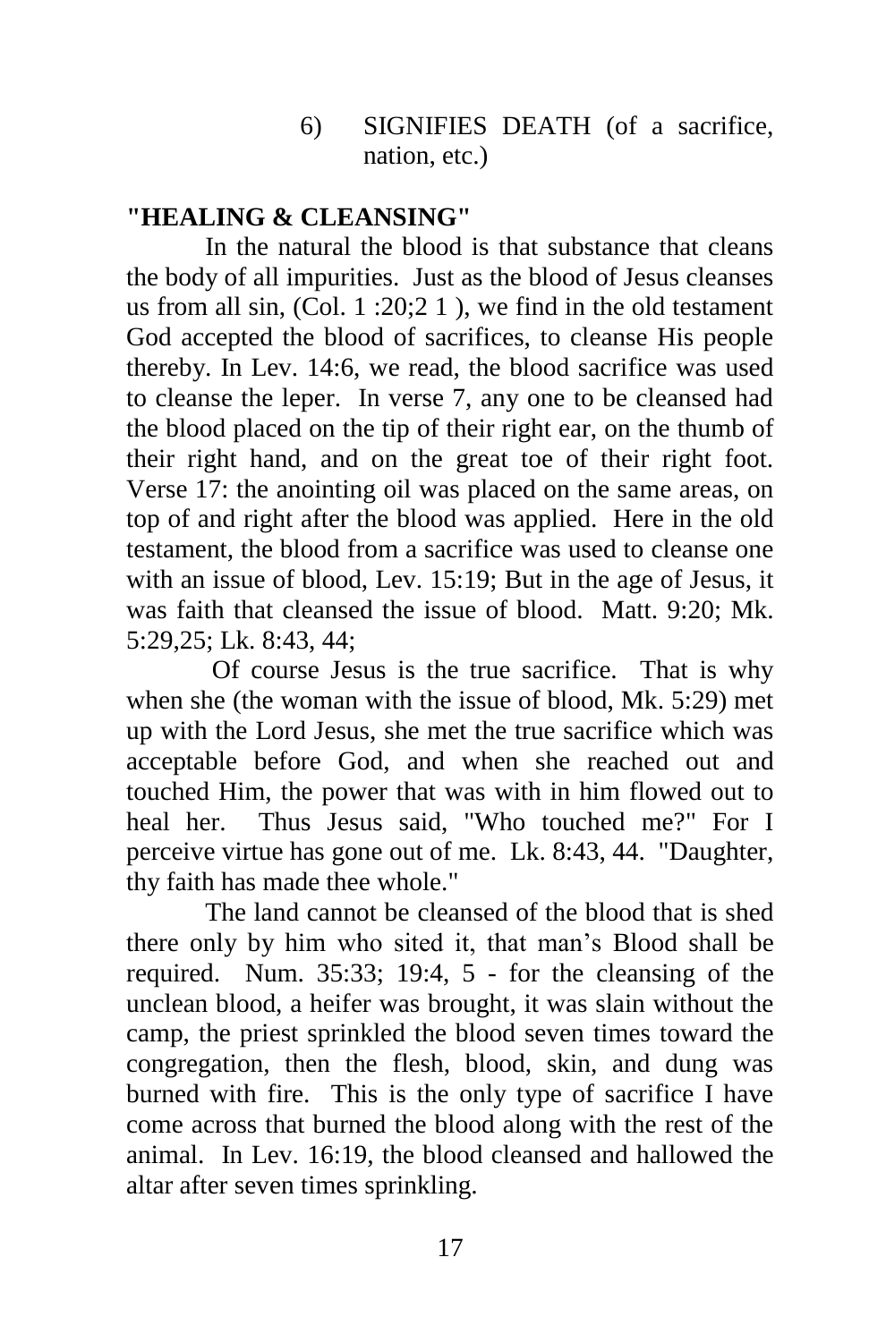6) SIGNIFIES DEATH (of a sacrifice, nation, etc.)

**"HEALING & CLEANSING"**

In the natural the blood is that substance that cleans the body of all impurities. Just as the blood of Jesus cleanses us from all sin, (Col. 1 :20;2 1 ), we find in the old testament God accepted the blood of sacrifices, to cleanse His people thereby. In Lev. 14:6, we read, the blood sacrifice was used to cleanse the leper. In verse 7, any one to be cleansed had the blood placed on the tip of their right ear, on the thumb of their right hand, and on the great toe of their right foot. Verse 17: the anointing oil was placed on the same areas, on top of and right after the blood was applied. Here in the old testament, the blood from a sacrifice was used to cleanse one with an issue of blood, Lev. 15:19; But in the age of Jesus, it was faith that cleansed the issue of blood. Matt. 9:20; Mk. 5:29,25; Lk. 8:43, 44;

Of course Jesus is the true sacrifice. That is why when she (the woman with the issue of blood, Mk. 5:29) met up with the Lord Jesus, she met the true sacrifice which was acceptable before God, and when she reached out and touched Him, the power that was with in him flowed out to heal her. Thus Jesus said, "Who touched me?" For I perceive virtue has gone out of me. Lk. 8:43, 44. "Daughter, thy faith has made thee whole."

The land cannot be cleansed of the blood that is shed there only by him who sited it, that man's Blood shall be required. Num. 35:33; 19:4, 5 - for the cleansing of the unclean blood, a heifer was brought, it was slain without the camp, the priest sprinkled the blood seven times toward the congregation, then the flesh, blood, skin, and dung was burned with fire. This is the only type of sacrifice I have come across that burned the blood along with the rest of the animal. In Lev. 16:19, the blood cleansed and hallowed the altar after seven times sprinkling.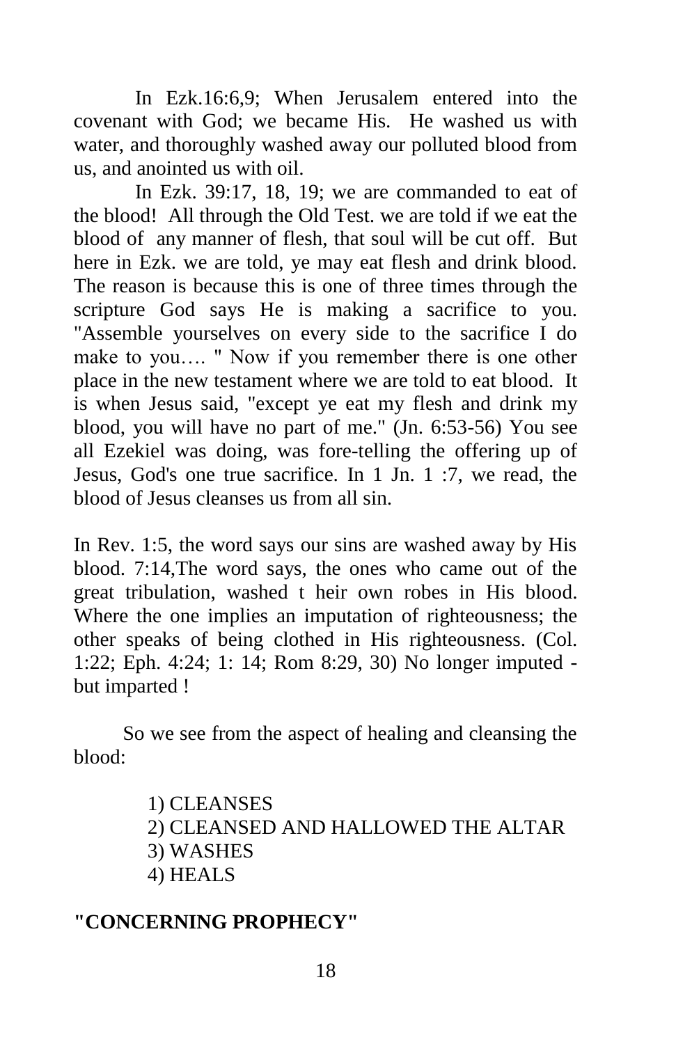In Ezk.16:6,9; When Jerusalem entered into the covenant with God; we became His. He washed us with water, and thoroughly washed away our polluted blood from us, and anointed us with oil.

In Ezk. 39:17, 18, 19; we are commanded to eat of the blood! All through the Old Test. we are told if we eat the blood of any manner of flesh, that soul will be cut off. But here in Ezk. we are told, ye may eat flesh and drink blood. The reason is because this is one of three times through the scripture God says He is making a sacrifice to you. "Assemble yourselves on every side to the sacrifice I do make to you…. " Now if you remember there is one other place in the new testament where we are told to eat blood. It is when Jesus said, "except ye eat my flesh and drink my blood, you will have no part of me." (Jn. 6:53-56) You see all Ezekiel was doing, was fore-telling the offering up of Jesus, God's one true sacrifice. In 1 Jn. 1 :7, we read, the blood of Jesus cleanses us from all sin.

In Rev. 1:5, the word says our sins are washed away by His blood. 7:14,The word says, the ones who came out of the great tribulation, washed t heir own robes in His blood. Where the one implies an imputation of righteousness; the other speaks of being clothed in His righteousness. (Col. 1:22; Eph. 4:24; 1: 14; Rom 8:29, 30) No longer imputed - but imparted !

So we see from the aspect of healing and cleansing the blood:

1) CLEANSES
2) CLEANSED AND HALLOWED THE ALTAR
3) WASHES
4) HEALS

**"CONCERNING PROPHECY"**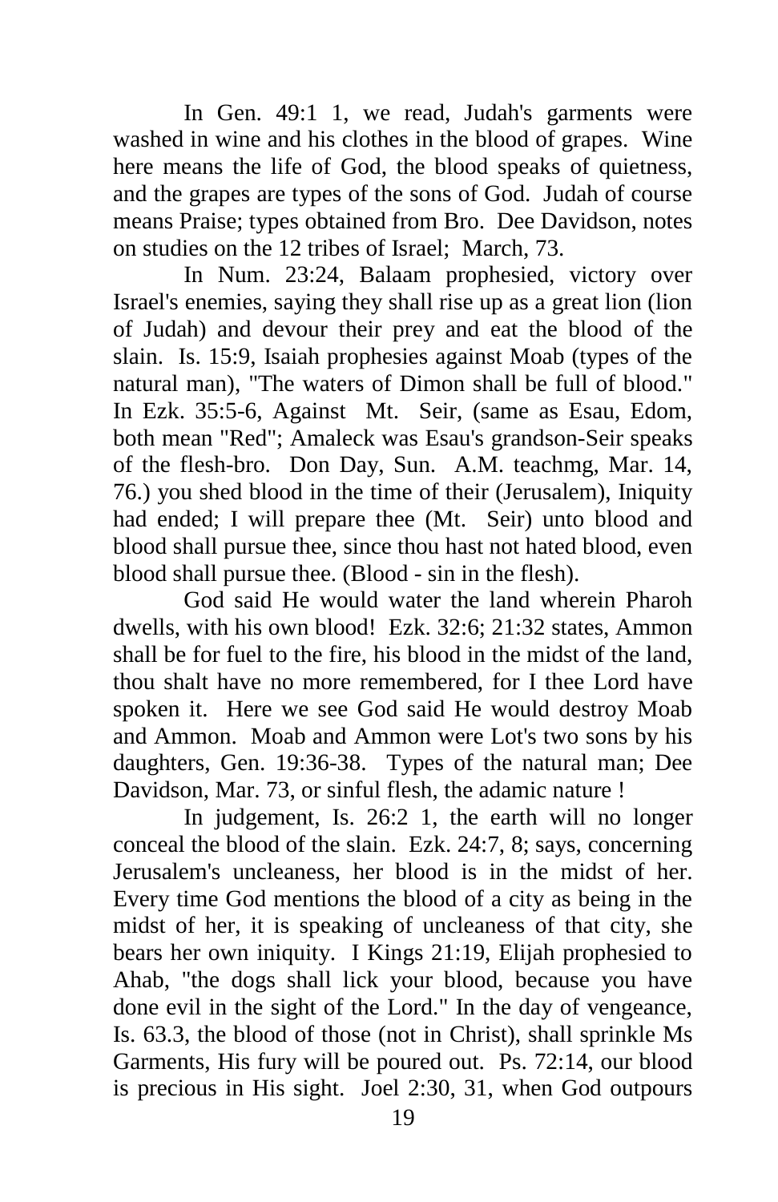In Gen. 49:1 1, we read, Judah's garments were washed in wine and his clothes in the blood of grapes. Wine here means the life of God, the blood speaks of quietness, and the grapes are types of the sons of God. Judah of course means Praise; types obtained from Bro. Dee Davidson, notes on studies on the 12 tribes of Israel; March, 73.

In Num. 23:24, Balaam prophesied, victory over Israel's enemies, saying they shall rise up as a great lion (lion of Judah) and devour their prey and eat the blood of the slain. Is. 15:9, Isaiah prophesies against Moab (types of the natural man), "The waters of Dimon shall be full of blood." In Ezk. 35:5-6, Against Mt. Seir, (same as Esau, Edom, both mean "Red"; Amaleck was Esau's grandson-Seir speaks of the flesh-bro. Don Day, Sun. A.M. teachmg, Mar. 14, 76.) you shed blood in the time of their (Jerusalem), Iniquity had ended; I will prepare thee (Mt. Seir) unto blood and blood shall pursue thee, since thou hast not hated blood, even blood shall pursue thee. (Blood - sin in the flesh).

God said He would water the land wherein Pharoh dwells, with his own blood! Ezk. 32:6; 21:32 states, Ammon shall be for fuel to the fire, his blood in the midst of the land, thou shalt have no more remembered, for I thee Lord have spoken it. Here we see God said He would destroy Moab and Ammon. Moab and Ammon were Lot's two sons by his daughters, Gen. 19:36-38. Types of the natural man; Dee Davidson, Mar. 73, or sinful flesh, the adamic nature !

In judgement, Is. 26:2 1, the earth will no longer conceal the blood of the slain. Ezk. 24:7, 8; says, concerning Jerusalem's uncleaness, her blood is in the midst of her. Every time God mentions the blood of a city as being in the midst of her, it is speaking of uncleaness of that city, she bears her own iniquity. I Kings 21:19, Elijah prophesied to Ahab, "the dogs shall lick your blood, because you have done evil in the sight of the Lord." In the day of vengeance, Is. 63.3, the blood of those (not in Christ), shall sprinkle Ms Garments, His fury will be poured out. Ps. 72:14, our blood is precious in His sight. Joel 2:30, 31, when God outpours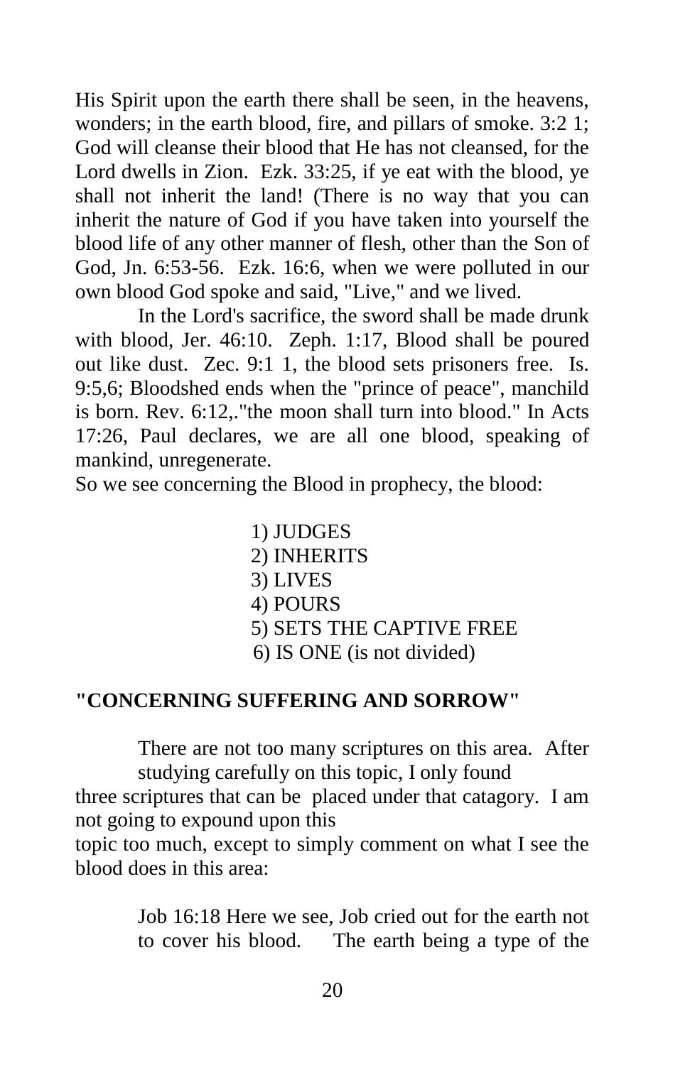His Spirit upon the earth there shall be seen, in the heavens, wonders; in the earth blood, fire, and pillars of smoke. 3:2 1; God will cleanse their blood that He has not cleansed, for the Lord dwells in Zion. Ezk. 33:25, if ye eat with the blood, ye shall not inherit the land! (There is no way that you can inherit the nature of God if you have taken into yourself the blood life of any other manner of flesh, other than the Son of God, Jn. 6:53-56. Ezk. 16:6, when we were polluted in our own blood God spoke and said, "Live," and we lived.

In the Lord's sacrifice, the sword shall be made drunk with blood, Jer. 46:10. Zeph. 1:17, Blood shall be poured out like dust. Zec. 9:1 1, the blood sets prisoners free. Is. 9:5,6; Bloodshed ends when the "prince of peace", manchild is born. Rev. 6:12,."the moon shall turn into blood." In Acts 17:26, Paul declares, we are all one blood, speaking of mankind, unregenerate.

So we see concerning the Blood in prophecy, the blood:

1) JUDGES
2) INHERITS
3) LIVES
4) POURS
5) SETS THE CAPTIVE FREE
6) IS ONE (is not divided)

**"CONCERNING SUFFERING AND SORROW"**

There are not too many scriptures on this area. After studying carefully on this topic, I only found three scriptures that can be placed under that catagory. I am not going to expound upon this topic too much, except to simply comment on what I see the blood does in this area:

Job 16:18 Here we see, Job cried out for the earth not to cover his blood. The earth being a type of the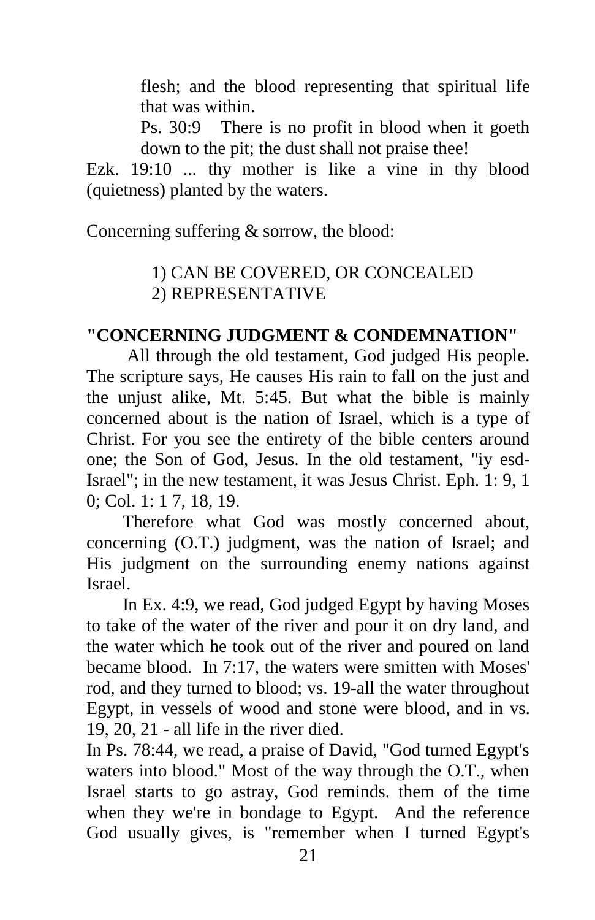flesh; and the blood representing that spiritual life that was within.

Ps. 30:9 There is no profit in blood when it goeth down to the pit; the dust shall not praise thee!

Ezk. 19:10 ... thy mother is like a vine in thy blood (quietness) planted by the waters.

Concerning suffering & sorrow, the blood:

1) CAN BE COVERED, OR CONCEALED
2) REPRESENTATIVE

**"CONCERNING JUDGMENT & CONDEMNATION"**

All through the old testament, God judged His people. The scripture says, He causes His rain to fall on the just and the unjust alike, Mt. 5:45. But what the bible is mainly concerned about is the nation of Israel, which is a type of Christ. For you see the entirety of the bible centers around one; the Son of God, Jesus. In the old testament, "iy esd-Israel"; in the new testament, it was Jesus Christ. Eph. 1: 9, 1 0; Col. 1: 1 7, 18, 19.

Therefore what God was mostly concerned about, concerning (O.T.) judgment, was the nation of Israel; and His judgment on the surrounding enemy nations against Israel.

In Ex. 4:9, we read, God judged Egypt by having Moses to take of the water of the river and pour it on dry land, and the water which he took out of the river and poured on land became blood. In 7:17, the waters were smitten with Moses' rod, and they turned to blood; vs. 19-all the water throughout Egypt, in vessels of wood and stone were blood, and in vs. 19, 20, 21 - all life in the river died.

In Ps. 78:44, we read, a praise of David, "God turned Egypt's waters into blood." Most of the way through the O.T., when Israel starts to go astray, God reminds. them of the time when they we're in bondage to Egypt. And the reference God usually gives, is "remember when I turned Egypt's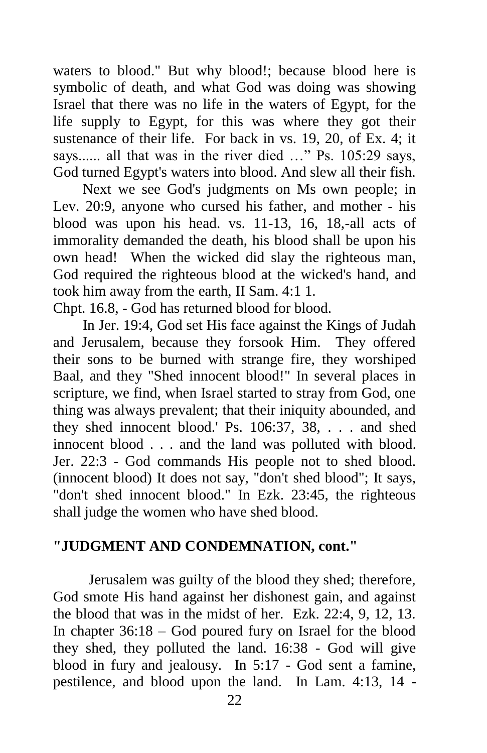waters to blood." But why blood!; because blood here is symbolic of death, and what God was doing was showing Israel that there was no life in the waters of Egypt, for the life supply to Egypt, for this was where they got their sustenance of their life. For back in vs. 19, 20, of Ex. 4; it says...... all that was in the river died …" Ps. 105:29 says, God turned Egypt's waters into blood. And slew all their fish.

Next we see God's judgments on Ms own people; in Lev. 20:9, anyone who cursed his father, and mother - his blood was upon his head. vs. 11-13, 16, 18,-all acts of immorality demanded the death, his blood shall be upon his own head! When the wicked did slay the righteous man, God required the righteous blood at the wicked's hand, and took him away from the earth, II Sam. 4:1 1.

Chpt. 16.8, - God has returned blood for blood.

In Jer. 19:4, God set His face against the Kings of Judah and Jerusalem, because they forsook Him. They offered their sons to be burned with strange fire, they worshiped Baal, and they "Shed innocent blood!" In several places in scripture, we find, when Israel started to stray from God, one thing was always prevalent; that their iniquity abounded, and they shed innocent blood.' Ps. 106:37, 38, . . . and shed innocent blood . . . and the land was polluted with blood. Jer. 22:3 - God commands His people not to shed blood. (innocent blood) It does not say, "don't shed blood"; It says, "don't shed innocent blood." In Ezk. 23:45, the righteous shall judge the women who have shed blood.

**"JUDGMENT AND CONDEMNATION, cont."**

Jerusalem was guilty of the blood they shed; therefore, God smote His hand against her dishonest gain, and against the blood that was in the midst of her. Ezk. 22:4, 9, 12, 13. In chapter 36:18 – God poured fury on Israel for the blood they shed, they polluted the land. 16:38 - God will give blood in fury and jealousy. In 5:17 - God sent a famine, pestilence, and blood upon the land. In Lam. 4:13, 14 -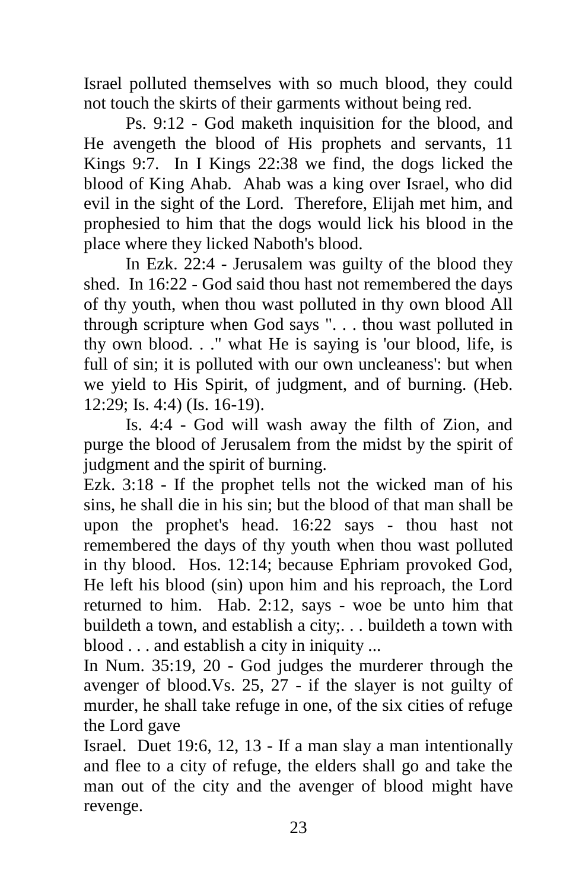Israel polluted themselves with so much blood, they could not touch the skirts of their garments without being red.

Ps. 9:12 - God maketh inquisition for the blood, and He avengeth the blood of His prophets and servants, 11 Kings 9:7. In I Kings 22:38 we find, the dogs licked the blood of King Ahab. Ahab was a king over Israel, who did evil in the sight of the Lord. Therefore, Elijah met him, and prophesied to him that the dogs would lick his blood in the place where they licked Naboth's blood.

In Ezk. 22:4 - Jerusalem was guilty of the blood they shed. In 16:22 - God said thou hast not remembered the days of thy youth, when thou wast polluted in thy own blood All through scripture when God says ". . . thou wast polluted in thy own blood. . ." what He is saying is 'our blood, life, is full of sin; it is polluted with our own uncleaness': but when we yield to His Spirit, of judgment, and of burning. (Heb. 12:29; Is. 4:4) (Is. 16-19).

Is. 4:4 - God will wash away the filth of Zion, and purge the blood of Jerusalem from the midst by the spirit of judgment and the spirit of burning.

Ezk. 3:18 - If the prophet tells not the wicked man of his sins, he shall die in his sin; but the blood of that man shall be upon the prophet's head. 16:22 says - thou hast not remembered the days of thy youth when thou wast polluted in thy blood. Hos. 12:14; because Ephriam provoked God, He left his blood (sin) upon him and his reproach, the Lord returned to him. Hab. 2:12, says - woe be unto him that buildeth a town, and establish a city;. . . buildeth a town with blood . . . and establish a city in iniquity ...

In Num. 35:19, 20 - God judges the murderer through the avenger of blood.Vs. 25, 27 - if the slayer is not guilty of murder, he shall take refuge in one, of the six cities of refuge the Lord gave

Israel. Duet 19:6, 12, 13 - If a man slay a man intentionally and flee to a city of refuge, the elders shall go and take the man out of the city and the avenger of blood might have revenge.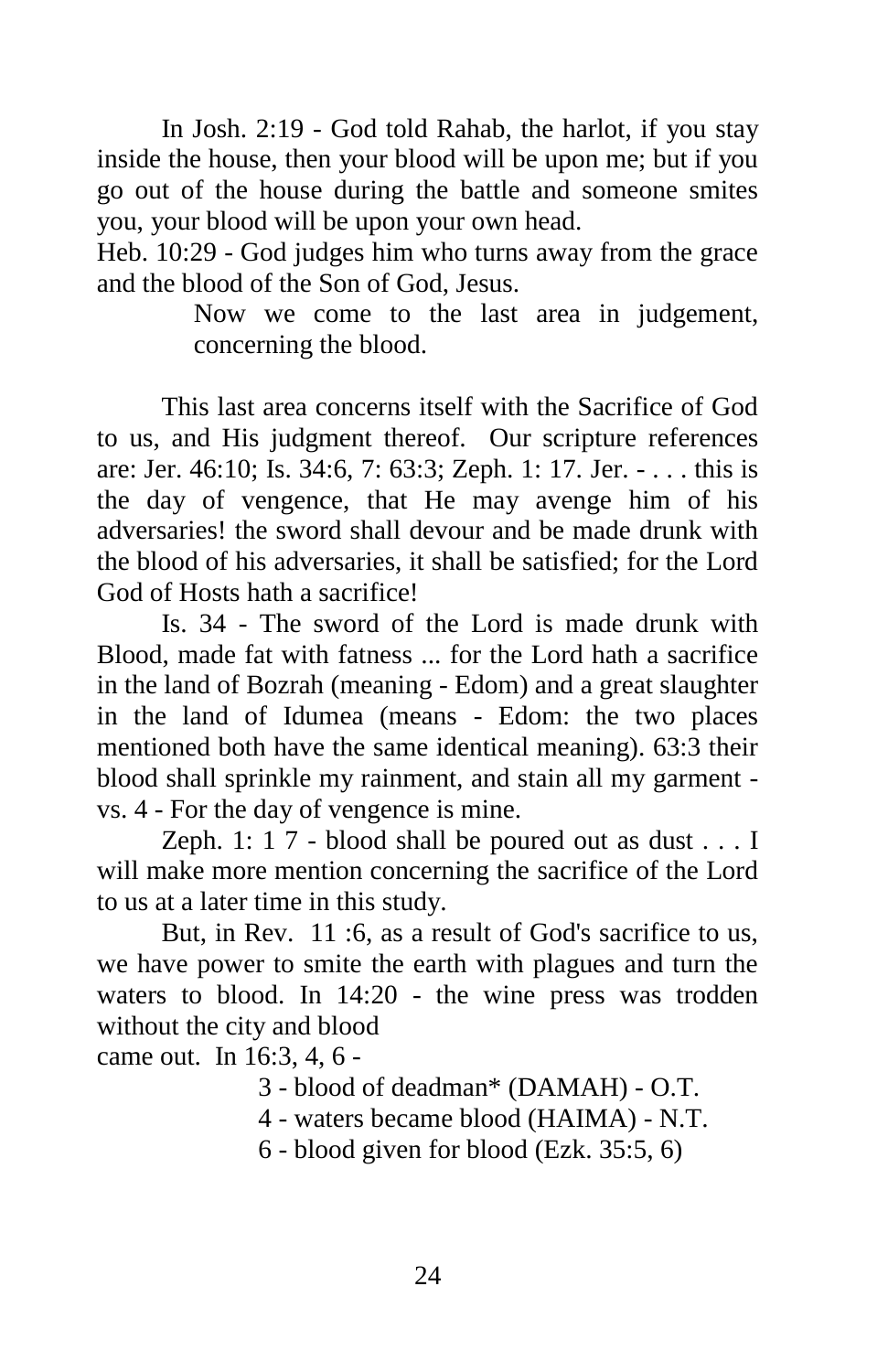In Josh. 2:19 - God told Rahab, the harlot, if you stay inside the house, then your blood will be upon me; but if you go out of the house during the battle and someone smites you, your blood will be upon your own head.

Heb. 10:29 - God judges him who turns away from the grace and the blood of the Son of God, Jesus.

> Now we come to the last area in judgement, concerning the blood.

This last area concerns itself with the Sacrifice of God to us, and His judgment thereof. Our scripture references are: Jer. 46:10; Is. 34:6, 7: 63:3; Zeph. 1: 17. Jer. - . . . this is the day of vengence, that He may avenge him of his adversaries! the sword shall devour and be made drunk with the blood of his adversaries, it shall be satisfied; for the Lord God of Hosts hath a sacrifice!

Is. 34 - The sword of the Lord is made drunk with Blood, made fat with fatness ... for the Lord hath a sacrifice in the land of Bozrah (meaning - Edom) and a great slaughter in the land of Idumea (means - Edom: the two places mentioned both have the same identical meaning). 63:3 their blood shall sprinkle my rainment, and stain all my garment - vs. 4 - For the day of vengence is mine.

Zeph. 1: 1 7 - blood shall be poured out as dust . . . I will make more mention concerning the sacrifice of the Lord to us at a later time in this study.

But, in Rev. 11 :6, as a result of God's sacrifice to us, we have power to smite the earth with plagues and turn the waters to blood. In 14:20 - the wine press was trodden without the city and blood came out. In 16:3, 4, 6 -

> 3 - blood of deadman* (DAMAH) - O.T.
> 4 - waters became blood (HAIMA) - N.T.
> 6 - blood given for blood (Ezk. 35:5, 6)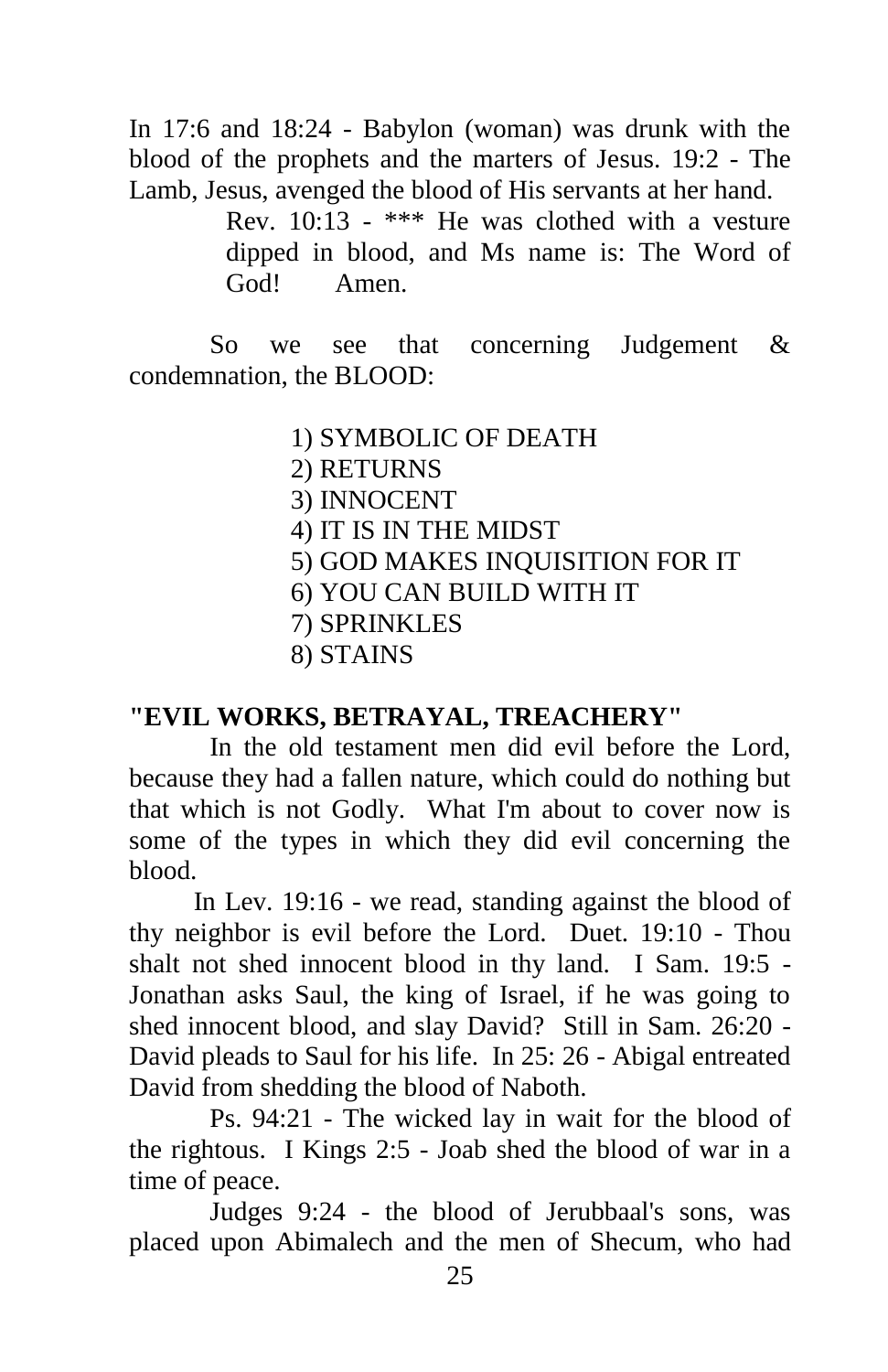In 17:6 and 18:24 - Babylon (woman) was drunk with the blood of the prophets and the marters of Jesus. 19:2 - The Lamb, Jesus, avenged the blood of His servants at her hand.

> Rev. 10:13 - *** He was clothed with a vesture dipped in blood, and Ms name is: The Word of God! Amen.

So we see that concerning Judgement & condemnation, the BLOOD:

1) SYMBOLIC OF DEATH
2) RETURNS
3) INNOCENT
4) IT IS IN THE MIDST
5) GOD MAKES INQUISITION FOR IT
6) YOU CAN BUILD WITH IT
7) SPRINKLES
8) STAINS

**"EVIL WORKS, BETRAYAL, TREACHERY"**

In the old testament men did evil before the Lord, because they had a fallen nature, which could do nothing but that which is not Godly. What I'm about to cover now is some of the types in which they did evil concerning the blood.

In Lev. 19:16 - we read, standing against the blood of thy neighbor is evil before the Lord. Duet. 19:10 - Thou shalt not shed innocent blood in thy land. I Sam. 19:5 - Jonathan asks Saul, the king of Israel, if he was going to shed innocent blood, and slay David? Still in Sam. 26:20 - David pleads to Saul for his life. In 25: 26 - Abigal entreated David from shedding the blood of Naboth.

Ps. 94:21 - The wicked lay in wait for the blood of the rightous. I Kings 2:5 - Joab shed the blood of war in a time of peace.

Judges 9:24 - the blood of Jerubbaal's sons, was placed upon Abimalech and the men of Shecum, who had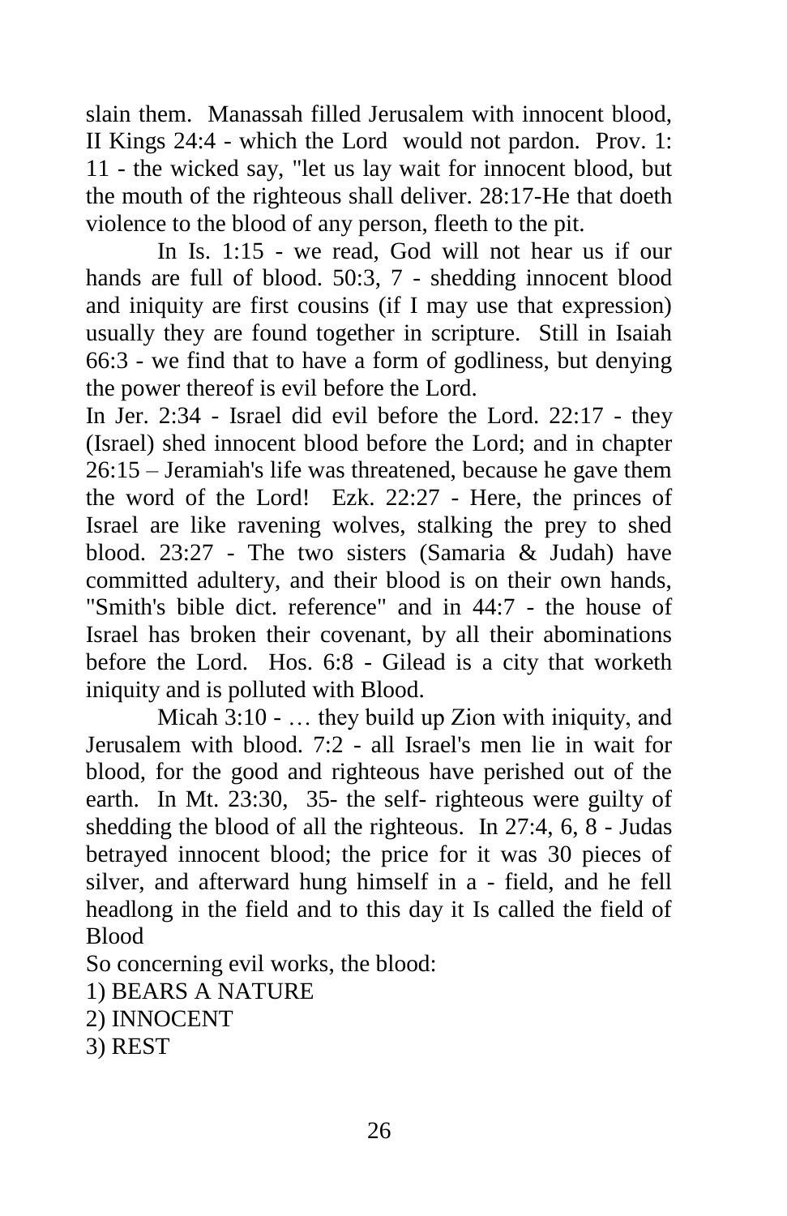slain them. Manassah filled Jerusalem with innocent blood, II Kings 24:4 - which the Lord would not pardon. Prov. 1: 11 - the wicked say, "let us lay wait for innocent blood, but the mouth of the righteous shall deliver. 28:17-He that doeth violence to the blood of any person, fleeth to the pit.

In Is. 1:15 - we read, God will not hear us if our hands are full of blood. 50:3, 7 - shedding innocent blood and iniquity are first cousins (if I may use that expression) usually they are found together in scripture. Still in Isaiah 66:3 - we find that to have a form of godliness, but denying the power thereof is evil before the Lord.

In Jer. 2:34 - Israel did evil before the Lord. 22:17 - they (Israel) shed innocent blood before the Lord; and in chapter 26:15 – Jeramiah's life was threatened, because he gave them the word of the Lord! Ezk. 22:27 - Here, the princes of Israel are like ravening wolves, stalking the prey to shed blood. 23:27 - The two sisters (Samaria & Judah) have committed adultery, and their blood is on their own hands, "Smith's bible dict. reference" and in 44:7 - the house of Israel has broken their covenant, by all their abominations before the Lord. Hos. 6:8 - Gilead is a city that worketh iniquity and is polluted with Blood.

Micah 3:10 - … they build up Zion with iniquity, and Jerusalem with blood. 7:2 - all Israel's men lie in wait for blood, for the good and righteous have perished out of the earth. In Mt. 23:30, 35- the self- righteous were guilty of shedding the blood of all the righteous. In 27:4, 6, 8 - Judas betrayed innocent blood; the price for it was 30 pieces of silver, and afterward hung himself in a - field, and he fell headlong in the field and to this day it Is called the field of Blood

So concerning evil works, the blood:

1) BEARS A NATURE
2) INNOCENT
3) REST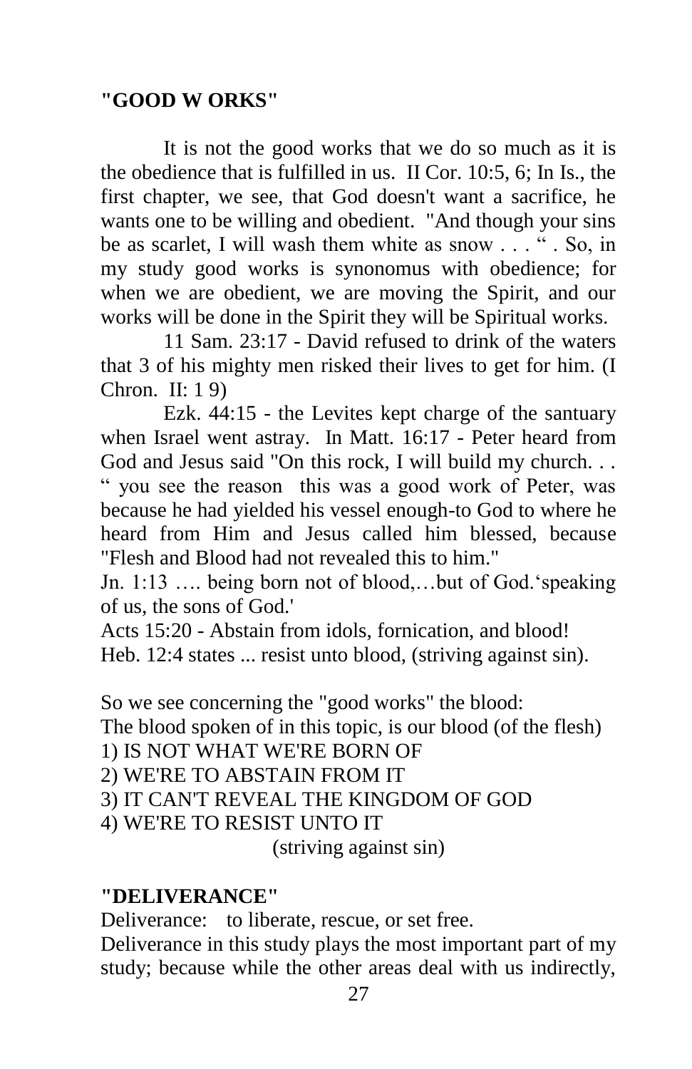**"GOOD W ORKS"**

It is not the good works that we do so much as it is the obedience that is fulfilled in us. II Cor. 10:5, 6; In Is., the first chapter, we see, that God doesn't want a sacrifice, he wants one to be willing and obedient. "And though your sins be as scarlet, I will wash them white as snow . . . " . So, in my study good works is synonomus with obedience; for when we are obedient, we are moving the Spirit, and our works will be done in the Spirit they will be Spiritual works.

11 Sam. 23:17 - David refused to drink of the waters that 3 of his mighty men risked their lives to get for him. (I Chron. II: 1 9)

Ezk. 44:15 - the Levites kept charge of the santuary when Israel went astray. In Matt. 16:17 - Peter heard from God and Jesus said "On this rock, I will build my church. . . " you see the reason this was a good work of Peter, was because he had yielded his vessel enough-to God to where he heard from Him and Jesus called him blessed, because "Flesh and Blood had not revealed this to him."

Jn. 1:13 …. being born not of blood,…but of God.'speaking of us, the sons of God.'

Acts 15:20 - Abstain from idols, fornication, and blood!

Heb. 12:4 states ... resist unto blood, (striving against sin).

So we see concerning the "good works" the blood:

The blood spoken of in this topic, is our blood (of the flesh)

1) IS NOT WHAT WE'RE BORN OF
2) WE'RE TO ABSTAIN FROM IT
3) IT CAN'T REVEAL THE KINGDOM OF GOD
4) WE'RE TO RESIST UNTO IT
(striving against sin)

**"DELIVERANCE"**

Deliverance: to liberate, rescue, or set free.

Deliverance in this study plays the most important part of my study; because while the other areas deal with us indirectly,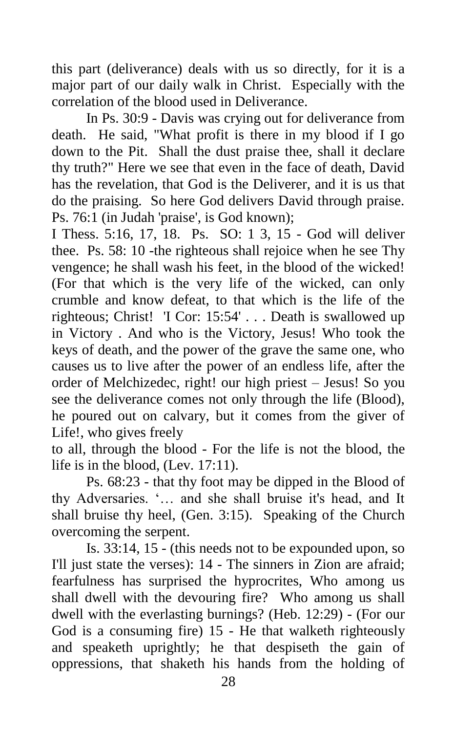this part (deliverance) deals with us so directly, for it is a major part of our daily walk in Christ. Especially with the correlation of the blood used in Deliverance.

In Ps. 30:9 - Davis was crying out for deliverance from death. He said, "What profit is there in my blood if I go down to the Pit. Shall the dust praise thee, shall it declare thy truth?" Here we see that even in the face of death, David has the revelation, that God is the Deliverer, and it is us that do the praising. So here God delivers David through praise. Ps. 76:1 (in Judah 'praise', is God known);
I Thess. 5:16, 17, 18. Ps. SO: 1 3, 15 - God will deliver thee. Ps. 58: 10 -the righteous shall rejoice when he see Thy vengence; he shall wash his feet, in the blood of the wicked! (For that which is the very life of the wicked, can only crumble and know defeat, to that which is the life of the righteous; Christ! 'I Cor: 15:54' . . . Death is swallowed up in Victory . And who is the Victory, Jesus! Who took the keys of death, and the power of the grave the same one, who causes us to live after the power of an endless life, after the order of Melchizedec, right! our high priest – Jesus! So you see the deliverance comes not only through the life (Blood), he poured out on calvary, but it comes from the giver of Life!, who gives freely
to all, through the blood - For the life is not the blood, the life is in the blood, (Lev. 17:11).

Ps. 68:23 - that thy foot may be dipped in the Blood of thy Adversaries. '… and she shall bruise it's head, and It shall bruise thy heel, (Gen. 3:15). Speaking of the Church overcoming the serpent.

Is. 33:14, 15 - (this needs not to be expounded upon, so I'll just state the verses): 14 - The sinners in Zion are afraid; fearfulness has surprised the hyprocrites, Who among us shall dwell with the devouring fire? Who among us shall dwell with the everlasting burnings? (Heb. 12:29) - (For our God is a consuming fire) 15 - He that walketh righteously and speaketh uprightly; he that despiseth the gain of oppressions, that shaketh his hands from the holding of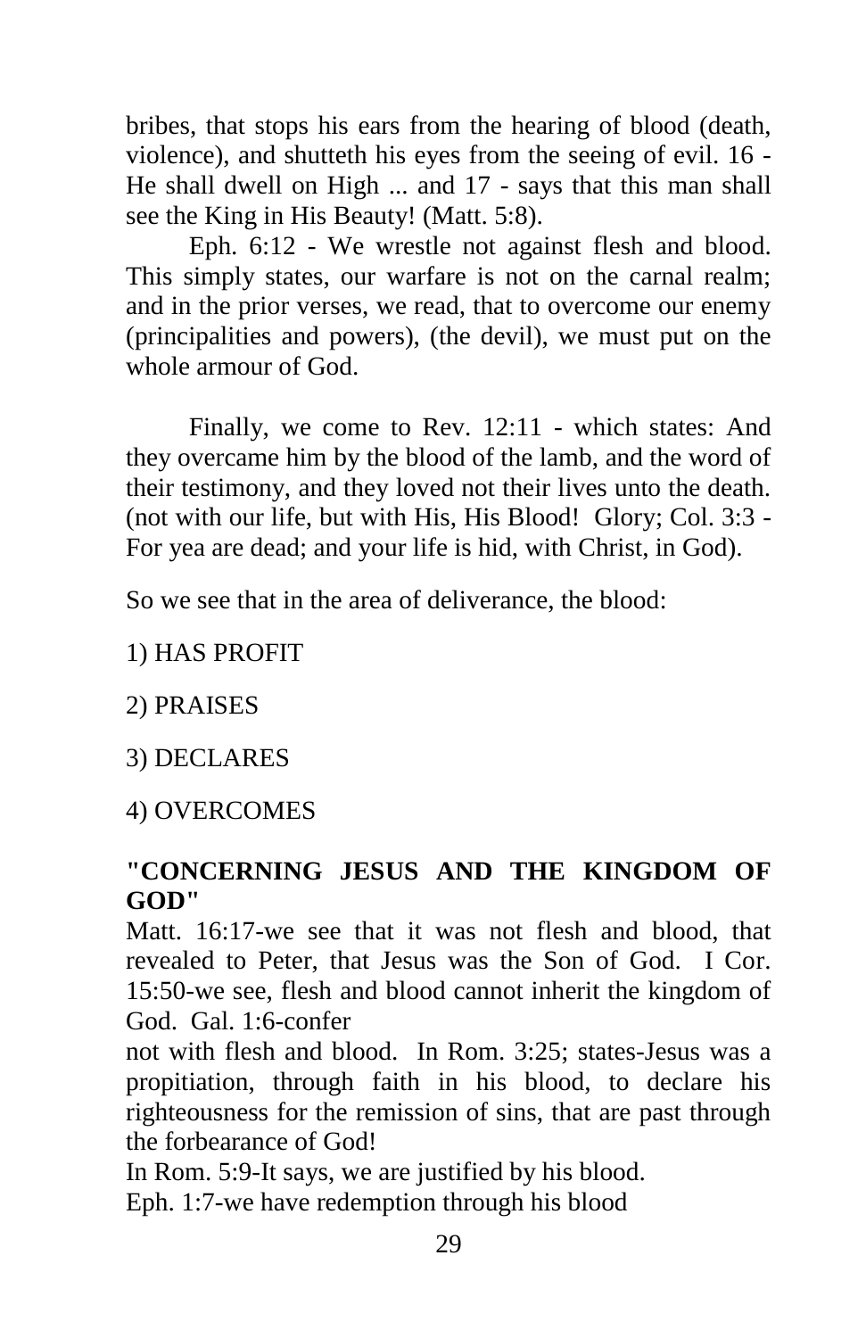bribes, that stops his ears from the hearing of blood (death, violence), and shutteth his eyes from the seeing of evil. 16 - He shall dwell on High ... and 17 - says that this man shall see the King in His Beauty! (Matt. 5:8).

Eph. 6:12 - We wrestle not against flesh and blood. This simply states, our warfare is not on the carnal realm; and in the prior verses, we read, that to overcome our enemy (principalities and powers), (the devil), we must put on the whole armour of God.

Finally, we come to Rev. 12:11 - which states: And they overcame him by the blood of the lamb, and the word of their testimony, and they loved not their lives unto the death. (not with our life, but with His, His Blood! Glory; Col. 3:3 - For yea are dead; and your life is hid, with Christ, in God).

So we see that in the area of deliverance, the blood:

1) HAS PROFIT

2) PRAISES

3) DECLARES

4) OVERCOMES

**"CONCERNING JESUS AND THE KINGDOM OF GOD"**

Matt. 16:17-we see that it was not flesh and blood, that revealed to Peter, that Jesus was the Son of God. I Cor. 15:50-we see, flesh and blood cannot inherit the kingdom of God. Gal. 1:6-confer not with flesh and blood. In Rom. 3:25; states-Jesus was a propitiation, through faith in his blood, to declare his righteousness for the remission of sins, that are past through the forbearance of God!

In Rom. 5:9-It says, we are justified by his blood.

Eph. 1:7-we have redemption through his blood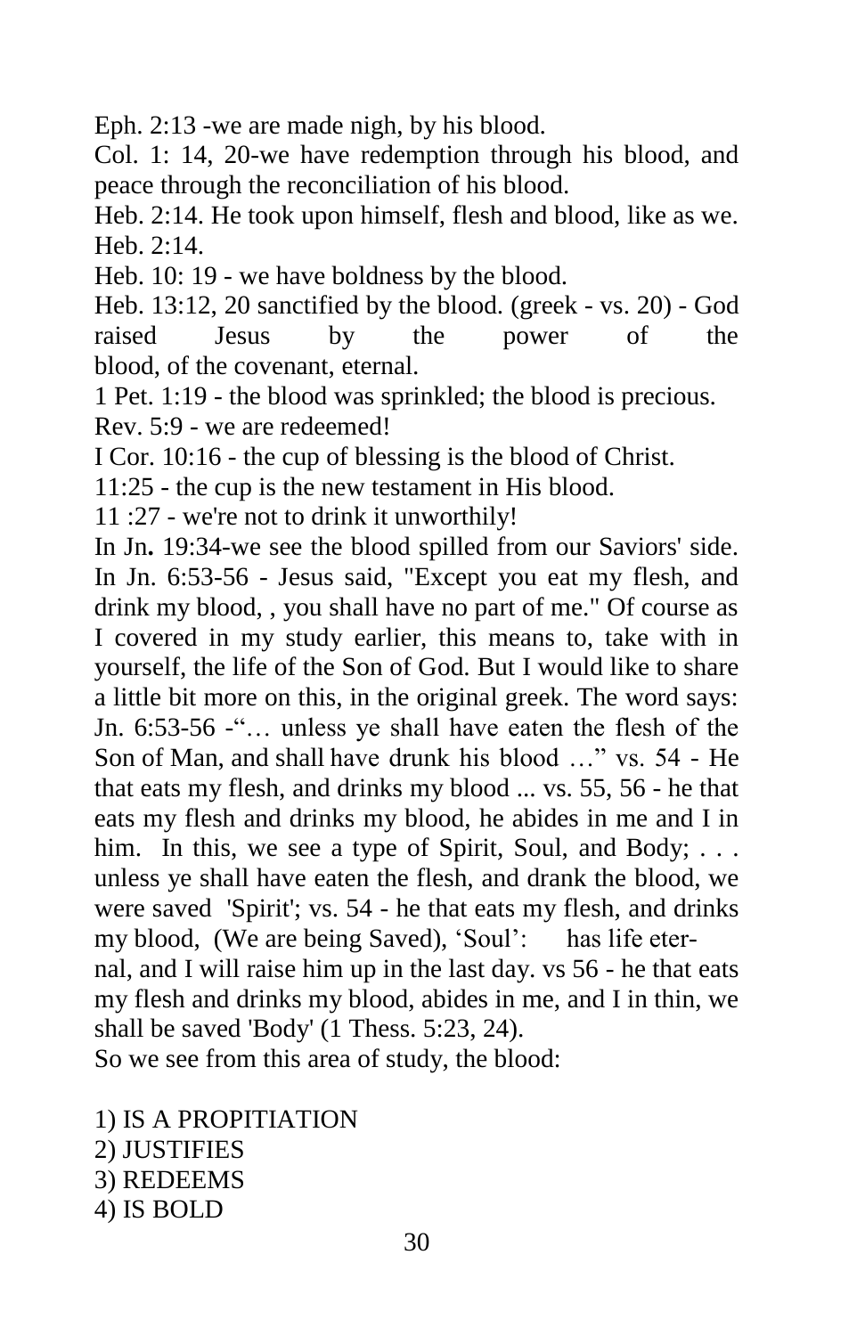Eph. 2:13 -we are made nigh, by his blood.

Col. 1: 14, 20-we have redemption through his blood, and peace through the reconciliation of his blood.

Heb. 2:14. He took upon himself, flesh and blood, like as we. Heb. 2:14.

Heb. 10: 19 - we have boldness by the blood.

Heb. 13:12, 20 sanctified by the blood. (greek - vs. 20) - God raised Jesus by the power of the blood, of the covenant, eternal.

1 Pet. 1:19 - the blood was sprinkled; the blood is precious.

Rev. 5:9 - we are redeemed!

I Cor. 10:16 - the cup of blessing is the blood of Christ.

11:25 - the cup is the new testament in His blood.

11 :27 - we're not to drink it unworthily!

In Jn**.** 19:34-we see the blood spilled from our Saviors' side. In Jn. 6:53-56 - Jesus said, "Except you eat my flesh, and drink my blood, , you shall have no part of me." Of course as I covered in my study earlier, this means to, take with in yourself, the life of the Son of God. But I would like to share a little bit more on this, in the original greek. The word says: Jn. 6:53-56 -"… unless ye shall have eaten the flesh of the Son of Man, and shall have drunk his blood …" vs. 54 - He that eats my flesh, and drinks my blood ... vs. 55, 56 - he that eats my flesh and drinks my blood, he abides in me and I in him. In this, we see a type of Spirit, Soul, and Body; . . . unless ye shall have eaten the flesh, and drank the blood, we were saved 'Spirit'; vs. 54 - he that eats my flesh, and drinks my blood, (We are being Saved), 'Soul': has life eternal, and I will raise him up in the last day. vs 56 - he that eats my flesh and drinks my blood, abides in me, and I in thin, we shall be saved 'Body' (1 Thess. 5:23, 24).

So we see from this area of study, the blood:

1) IS A PROPITIATION
2) JUSTIFIES
3) REDEEMS
4) IS BOLD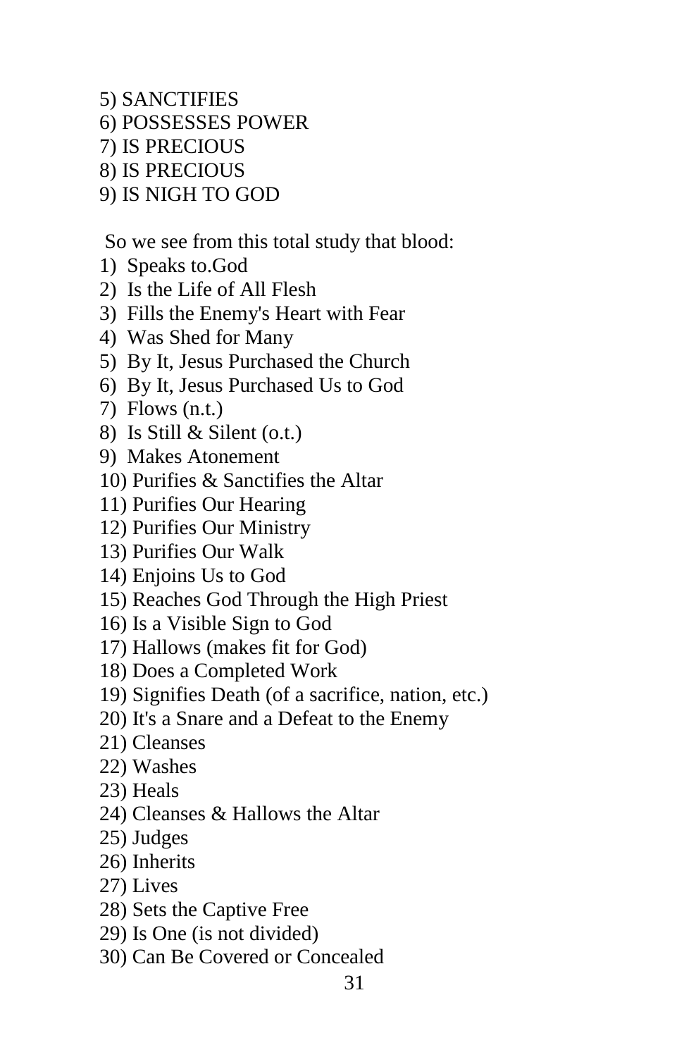5) SANCTIFIES
6) POSSESSES POWER
7) IS PRECIOUS
8) IS PRECIOUS
9) IS NIGH TO GOD

So we see from this total study that blood:

1) Speaks to.God
2) Is the Life of All Flesh
3) Fills the Enemy's Heart with Fear
4) Was Shed for Many
5) By It, Jesus Purchased the Church
6) By It, Jesus Purchased Us to God
7) Flows (n.t.)
8) Is Still & Silent (o.t.)
9) Makes Atonement
10) Purifies & Sanctifies the Altar
11) Purifies Our Hearing
12) Purifies Our Ministry
13) Purifies Our Walk
14) Enjoins Us to God
15) Reaches God Through the High Priest
16) Is a Visible Sign to God
17) Hallows (makes fit for God)
18) Does a Completed Work
19) Signifies Death (of a sacrifice, nation, etc.)
20) It's a Snare and a Defeat to the Enemy
21) Cleanses
22) Washes
23) Heals
24) Cleanses & Hallows the Altar
25) Judges
26) Inherits
27) Lives
28) Sets the Captive Free
29) Is One (is not divided)
30) Can Be Covered or Concealed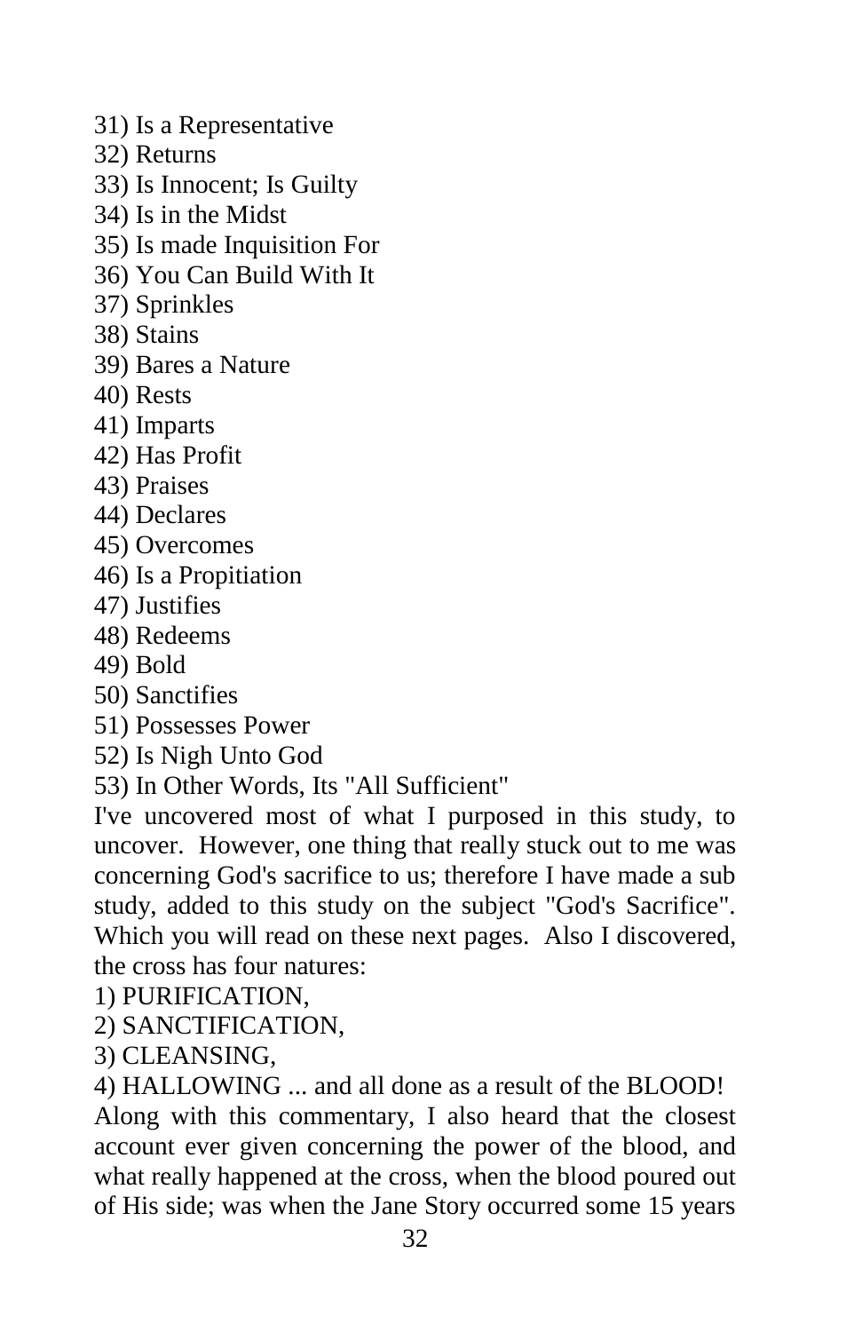31) Is a Representative
32) Returns
33) Is Innocent; Is Guilty
34) Is in the Midst
35) Is made Inquisition For
36) You Can Build With It
37) Sprinkles
38) Stains
39) Bares a Nature
40) Rests
41) Imparts
42) Has Profit
43) Praises
44) Declares
45) Overcomes
46) Is a Propitiation
47) Justifies
48) Redeems
49) Bold
50) Sanctifies
51) Possesses Power
52) Is Nigh Unto God
53) In Other Words, Its "All Sufficient"

I've uncovered most of what I purposed in this study, to uncover. However, one thing that really stuck out to me was concerning God's sacrifice to us; therefore I have made a sub study, added to this study on the subject "God's Sacrifice". Which you will read on these next pages. Also I discovered, the cross has four natures:

1) PURIFICATION,
2) SANCTIFICATION,
3) CLEANSING,
4) HALLOWING ... and all done as a result of the BLOOD!

Along with this commentary, I also heard that the closest account ever given concerning the power of the blood, and what really happened at the cross, when the blood poured out of His side; was when the Jane Story occurred some 15 years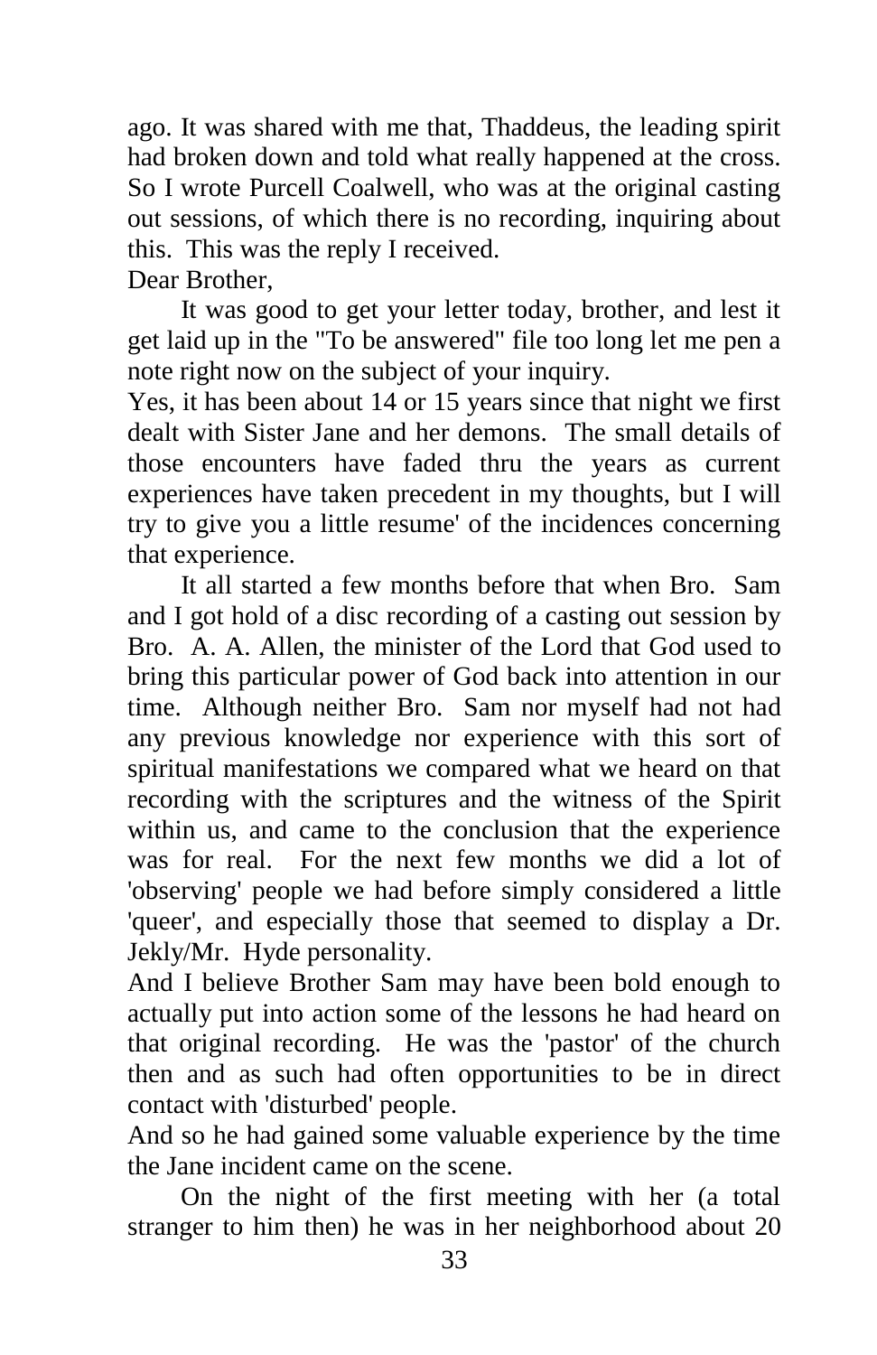ago. It was shared with me that, Thaddeus, the leading spirit had broken down and told what really happened at the cross. So I wrote Purcell Coalwell, who was at the original casting out sessions, of which there is no recording, inquiring about this. This was the reply I received.

Dear Brother,

It was good to get your letter today, brother, and lest it get laid up in the "To be answered" file too long let me pen a note right now on the subject of your inquiry.

Yes, it has been about 14 or 15 years since that night we first dealt with Sister Jane and her demons. The small details of those encounters have faded thru the years as current experiences have taken precedent in my thoughts, but I will try to give you a little resume' of the incidences concerning that experience.

It all started a few months before that when Bro. Sam and I got hold of a disc recording of a casting out session by Bro. A. A. Allen, the minister of the Lord that God used to bring this particular power of God back into attention in our time. Although neither Bro. Sam nor myself had not had any previous knowledge nor experience with this sort of spiritual manifestations we compared what we heard on that recording with the scriptures and the witness of the Spirit within us, and came to the conclusion that the experience was for real. For the next few months we did a lot of 'observing' people we had before simply considered a little 'queer', and especially those that seemed to display a Dr. Jekly/Mr. Hyde personality.

And I believe Brother Sam may have been bold enough to actually put into action some of the lessons he had heard on that original recording. He was the 'pastor' of the church then and as such had often opportunities to be in direct contact with 'disturbed' people.

And so he had gained some valuable experience by the time the Jane incident came on the scene.

On the night of the first meeting with her (a total stranger to him then) he was in her neighborhood about 20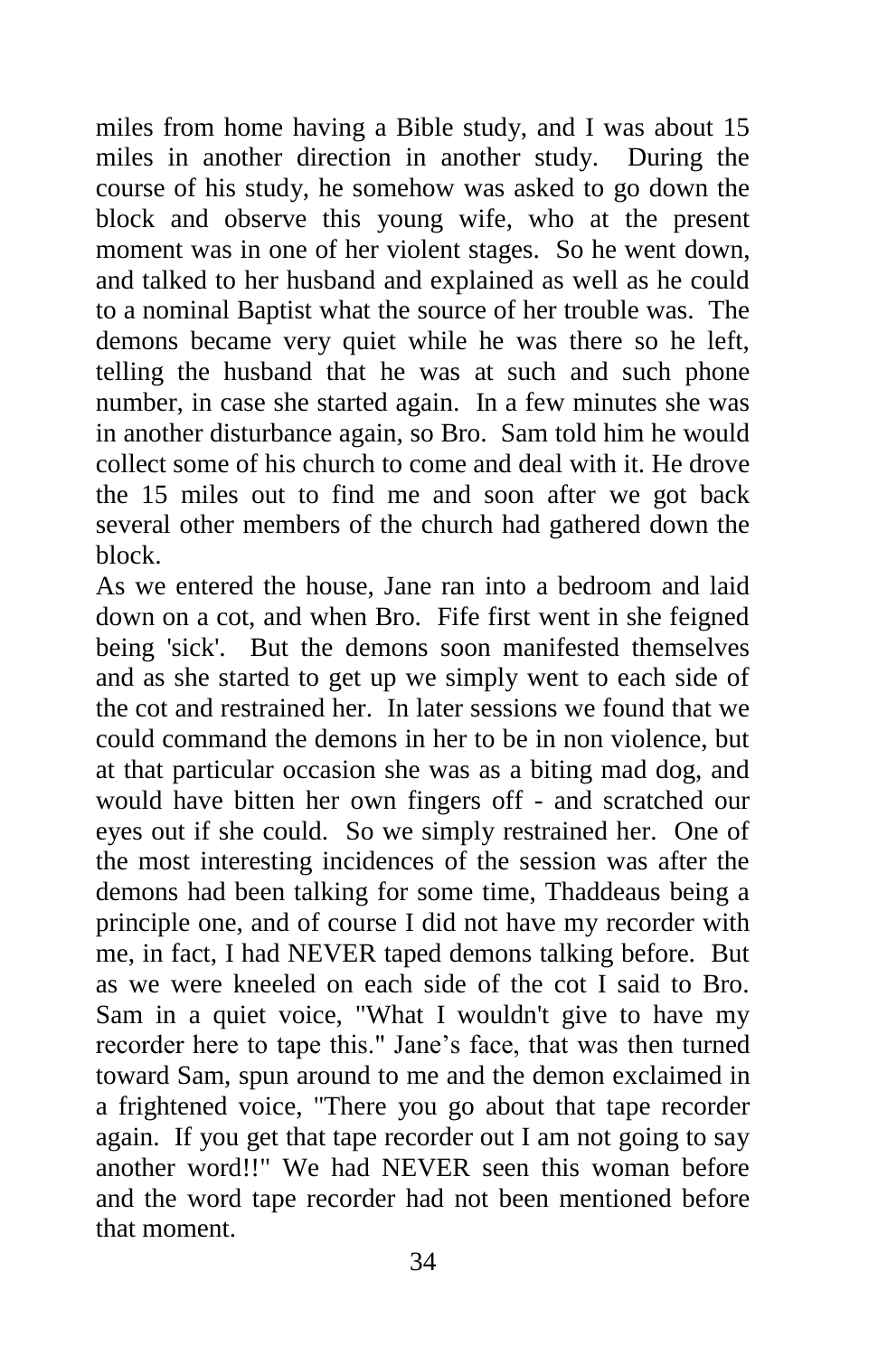miles from home having a Bible study, and I was about 15 miles in another direction in another study. During the course of his study, he somehow was asked to go down the block and observe this young wife, who at the present moment was in one of her violent stages. So he went down, and talked to her husband and explained as well as he could to a nominal Baptist what the source of her trouble was. The demons became very quiet while he was there so he left, telling the husband that he was at such and such phone number, in case she started again. In a few minutes she was in another disturbance again, so Bro. Sam told him he would collect some of his church to come and deal with it. He drove the 15 miles out to find me and soon after we got back several other members of the church had gathered down the block.

As we entered the house, Jane ran into a bedroom and laid down on a cot, and when Bro. Fife first went in she feigned being 'sick'. But the demons soon manifested themselves and as she started to get up we simply went to each side of the cot and restrained her. In later sessions we found that we could command the demons in her to be in non violence, but at that particular occasion she was as a biting mad dog, and would have bitten her own fingers off - and scratched our eyes out if she could. So we simply restrained her. One of the most interesting incidences of the session was after the demons had been talking for some time, Thaddeaus being a principle one, and of course I did not have my recorder with me, in fact, I had NEVER taped demons talking before. But as we were kneeled on each side of the cot I said to Bro. Sam in a quiet voice, "What I wouldn't give to have my recorder here to tape this." Jane's face, that was then turned toward Sam, spun around to me and the demon exclaimed in a frightened voice, "There you go about that tape recorder again. If you get that tape recorder out I am not going to say another word!!" We had NEVER seen this woman before and the word tape recorder had not been mentioned before that moment.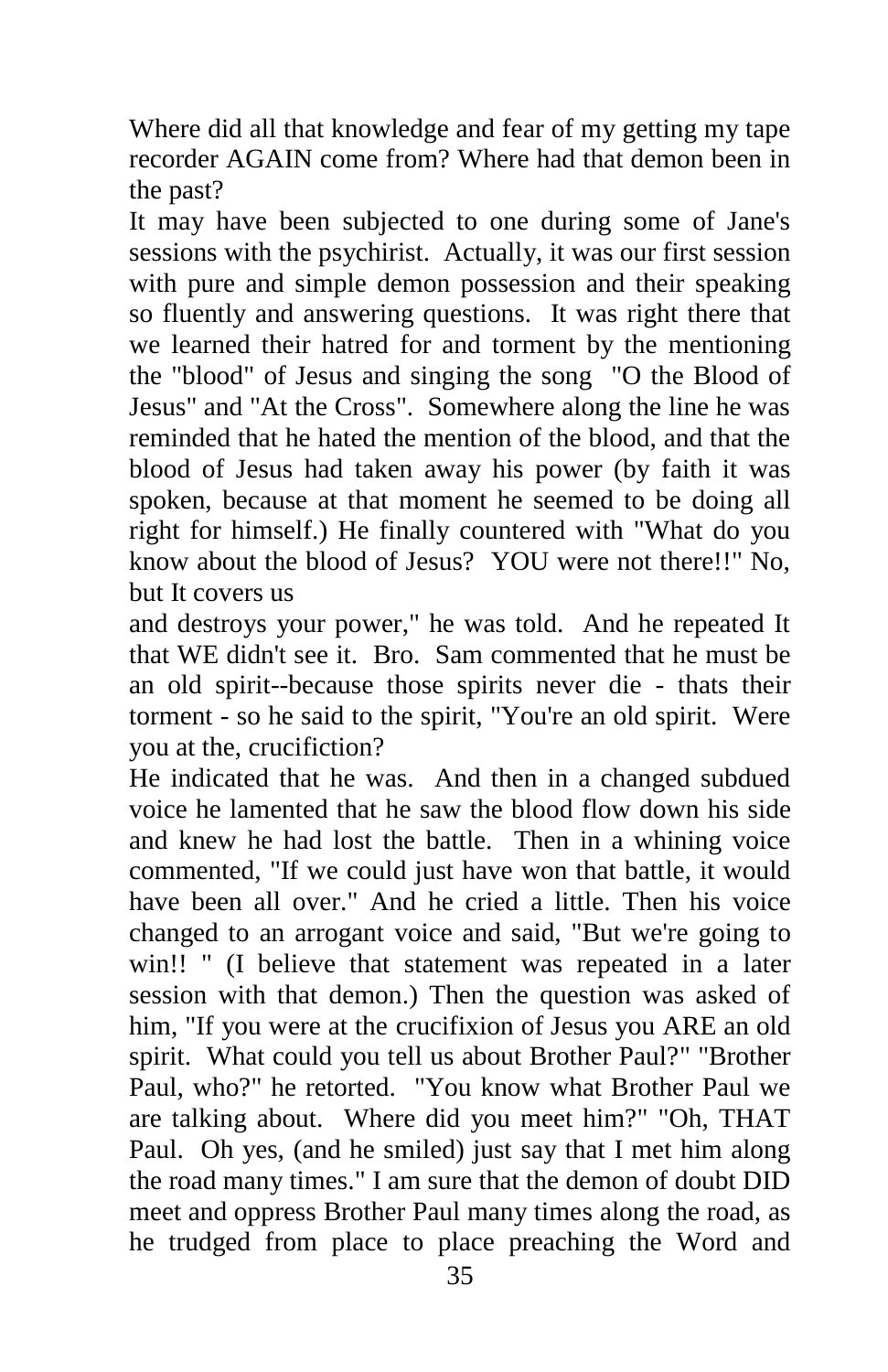Where did all that knowledge and fear of my getting my tape recorder AGAIN come from? Where had that demon been in the past?

It may have been subjected to one during some of Jane's sessions with the psychirist. Actually, it was our first session with pure and simple demon possession and their speaking so fluently and answering questions. It was right there that we learned their hatred for and torment by the mentioning the "blood" of Jesus and singing the song "O the Blood of Jesus" and "At the Cross". Somewhere along the line he was reminded that he hated the mention of the blood, and that the blood of Jesus had taken away his power (by faith it was spoken, because at that moment he seemed to be doing all right for himself.) He finally countered with "What do you know about the blood of Jesus? YOU were not there!!" No, but It covers us

and destroys your power," he was told. And he repeated It that WE didn't see it. Bro. Sam commented that he must be an old spirit--because those spirits never die - thats their torment - so he said to the spirit, "You're an old spirit. Were you at the, crucifiction?

He indicated that he was. And then in a changed subdued voice he lamented that he saw the blood flow down his side and knew he had lost the battle. Then in a whining voice commented, "If we could just have won that battle, it would have been all over." And he cried a little. Then his voice changed to an arrogant voice and said, "But we're going to win!! " (I believe that statement was repeated in a later session with that demon.) Then the question was asked of him, "If you were at the crucifixion of Jesus you ARE an old spirit. What could you tell us about Brother Paul?" "Brother Paul, who?" he retorted. "You know what Brother Paul we are talking about. Where did you meet him?" "Oh, THAT Paul. Oh yes, (and he smiled) just say that I met him along the road many times." I am sure that the demon of doubt DID meet and oppress Brother Paul many times along the road, as he trudged from place to place preaching the Word and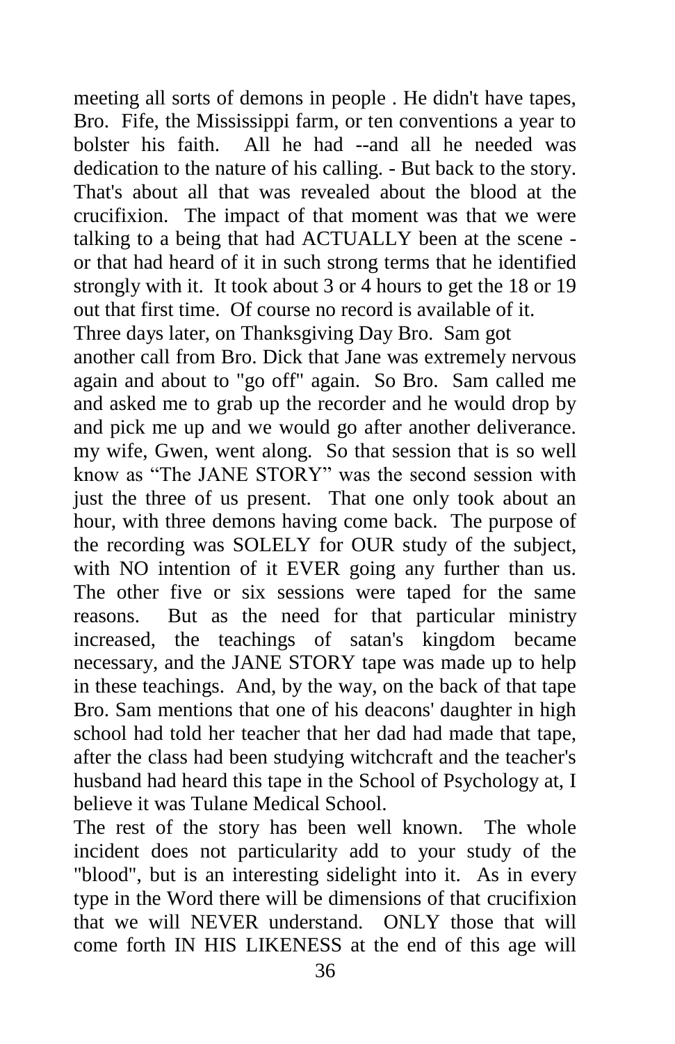meeting all sorts of demons in people . He didn't have tapes, Bro. Fife, the Mississippi farm, or ten conventions a year to bolster his faith. All he had --and all he needed was dedication to the nature of his calling. - But back to the story. That's about all that was revealed about the blood at the crucifixion. The impact of that moment was that we were talking to a being that had ACTUALLY been at the scene - or that had heard of it in such strong terms that he identified strongly with it. It took about 3 or 4 hours to get the 18 or 19 out that first time. Of course no record is available of it.

Three days later, on Thanksgiving Day Bro. Sam got another call from Bro. Dick that Jane was extremely nervous again and about to "go off" again. So Bro. Sam called me and asked me to grab up the recorder and he would drop by and pick me up and we would go after another deliverance. my wife, Gwen, went along. So that session that is so well know as "The JANE STORY" was the second session with just the three of us present. That one only took about an hour, with three demons having come back. The purpose of the recording was SOLELY for OUR study of the subject, with NO intention of it EVER going any further than us. The other five or six sessions were taped for the same reasons. But as the need for that particular ministry increased, the teachings of satan's kingdom became necessary, and the JANE STORY tape was made up to help in these teachings. And, by the way, on the back of that tape Bro. Sam mentions that one of his deacons' daughter in high school had told her teacher that her dad had made that tape, after the class had been studying witchcraft and the teacher's husband had heard this tape in the School of Psychology at, I believe it was Tulane Medical School.

The rest of the story has been well known. The whole incident does not particularity add to your study of the "blood", but is an interesting sidelight into it. As in every type in the Word there will be dimensions of that crucifixion that we will NEVER understand. ONLY those that will come forth IN HIS LIKENESS at the end of this age will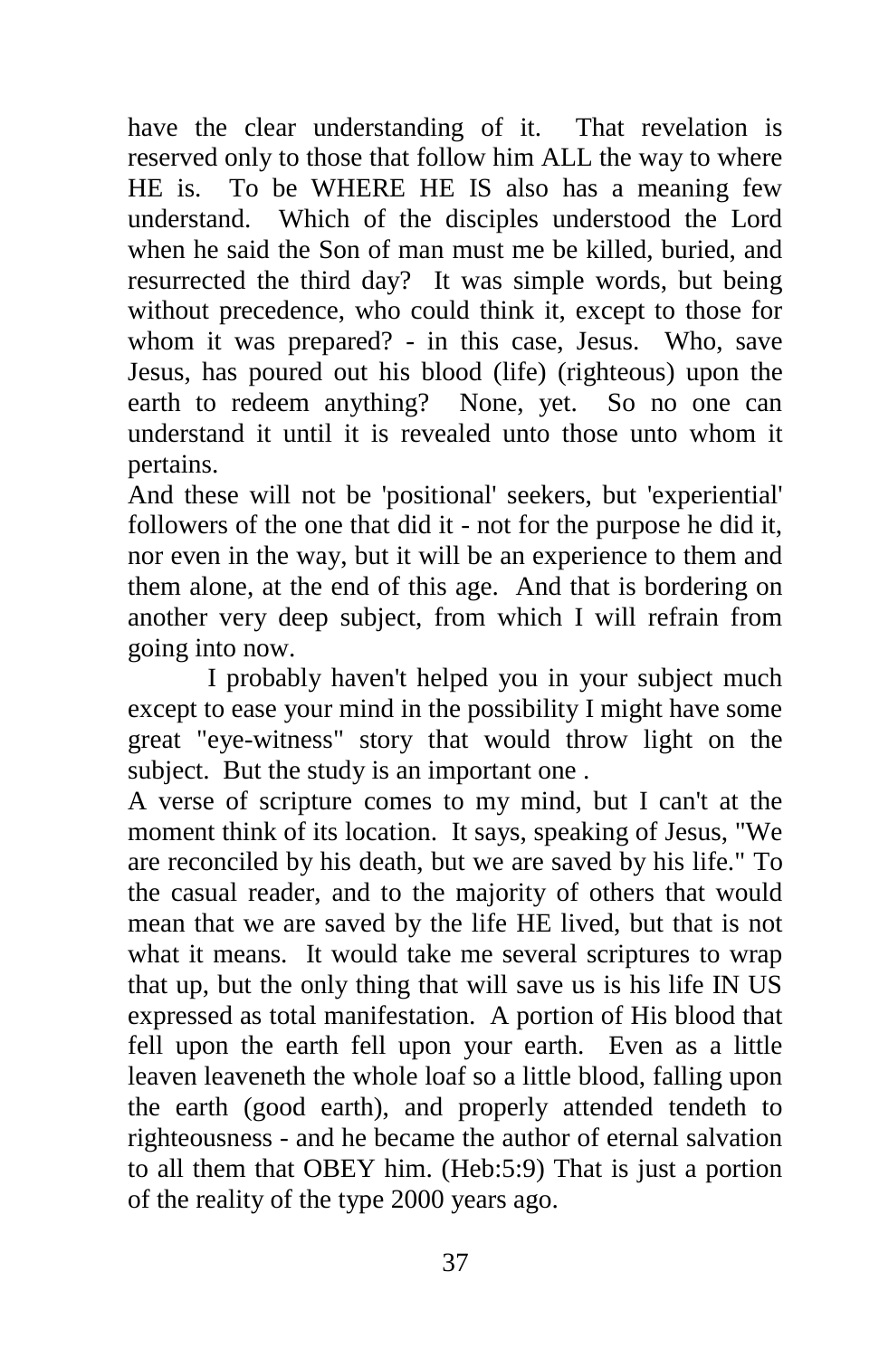have the clear understanding of it. That revelation is reserved only to those that follow him ALL the way to where HE is. To be WHERE HE IS also has a meaning few understand. Which of the disciples understood the Lord when he said the Son of man must me be killed, buried, and resurrected the third day? It was simple words, but being without precedence, who could think it, except to those for whom it was prepared? - in this case, Jesus. Who, save Jesus, has poured out his blood (life) (righteous) upon the earth to redeem anything? None, yet. So no one can understand it until it is revealed unto those unto whom it pertains.

And these will not be 'positional' seekers, but 'experiential' followers of the one that did it - not for the purpose he did it, nor even in the way, but it will be an experience to them and them alone, at the end of this age. And that is bordering on another very deep subject, from which I will refrain from going into now.

I probably haven't helped you in your subject much except to ease your mind in the possibility I might have some great "eye-witness" story that would throw light on the subject. But the study is an important one .

A verse of scripture comes to my mind, but I can't at the moment think of its location. It says, speaking of Jesus, "We are reconciled by his death, but we are saved by his life." To the casual reader, and to the majority of others that would mean that we are saved by the life HE lived, but that is not what it means. It would take me several scriptures to wrap that up, but the only thing that will save us is his life IN US expressed as total manifestation. A portion of His blood that fell upon the earth fell upon your earth. Even as a little leaven leaveneth the whole loaf so a little blood, falling upon the earth (good earth), and properly attended tendeth to righteousness - and he became the author of eternal salvation to all them that OBEY him. (Heb:5:9) That is just a portion of the reality of the type 2000 years ago.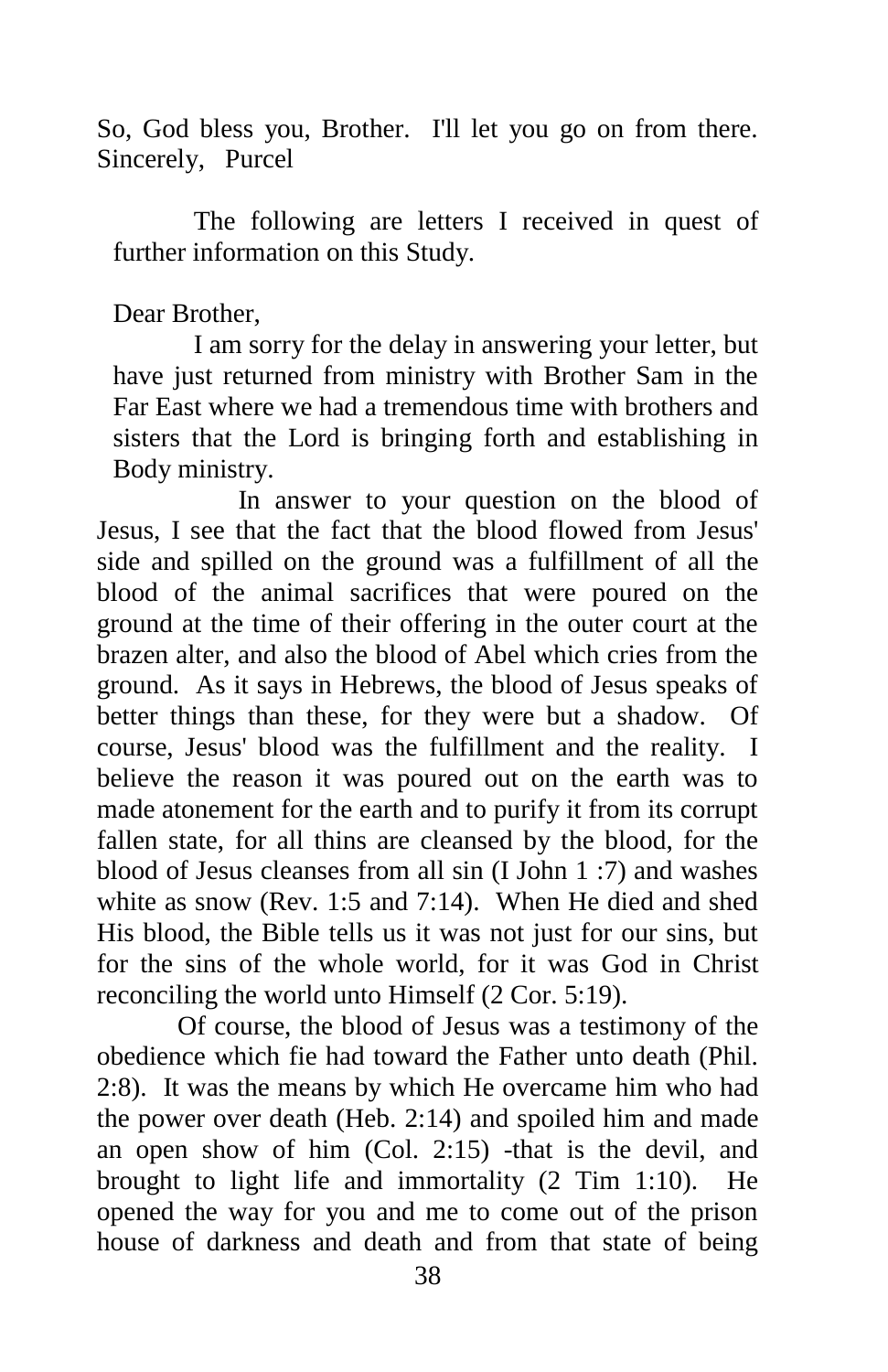So, God bless you, Brother. I'll let you go on from there. Sincerely, Purcel

The following are letters I received in quest of further information on this Study.

Dear Brother,

I am sorry for the delay in answering your letter, but have just returned from ministry with Brother Sam in the Far East where we had a tremendous time with brothers and sisters that the Lord is bringing forth and establishing in Body ministry.

In answer to your question on the blood of Jesus, I see that the fact that the blood flowed from Jesus' side and spilled on the ground was a fulfillment of all the blood of the animal sacrifices that were poured on the ground at the time of their offering in the outer court at the brazen alter, and also the blood of Abel which cries from the ground. As it says in Hebrews, the blood of Jesus speaks of better things than these, for they were but a shadow. Of course, Jesus' blood was the fulfillment and the reality. I believe the reason it was poured out on the earth was to made atonement for the earth and to purify it from its corrupt fallen state, for all thins are cleansed by the blood, for the blood of Jesus cleanses from all sin (I John 1 :7) and washes white as snow (Rev. 1:5 and 7:14). When He died and shed His blood, the Bible tells us it was not just for our sins, but for the sins of the whole world, for it was God in Christ reconciling the world unto Himself (2 Cor. 5:19).

Of course, the blood of Jesus was a testimony of the obedience which fie had toward the Father unto death (Phil. 2:8). It was the means by which He overcame him who had the power over death (Heb. 2:14) and spoiled him and made an open show of him (Col. 2:15) -that is the devil, and brought to light life and immortality (2 Tim 1:10). He opened the way for you and me to come out of the prison house of darkness and death and from that state of being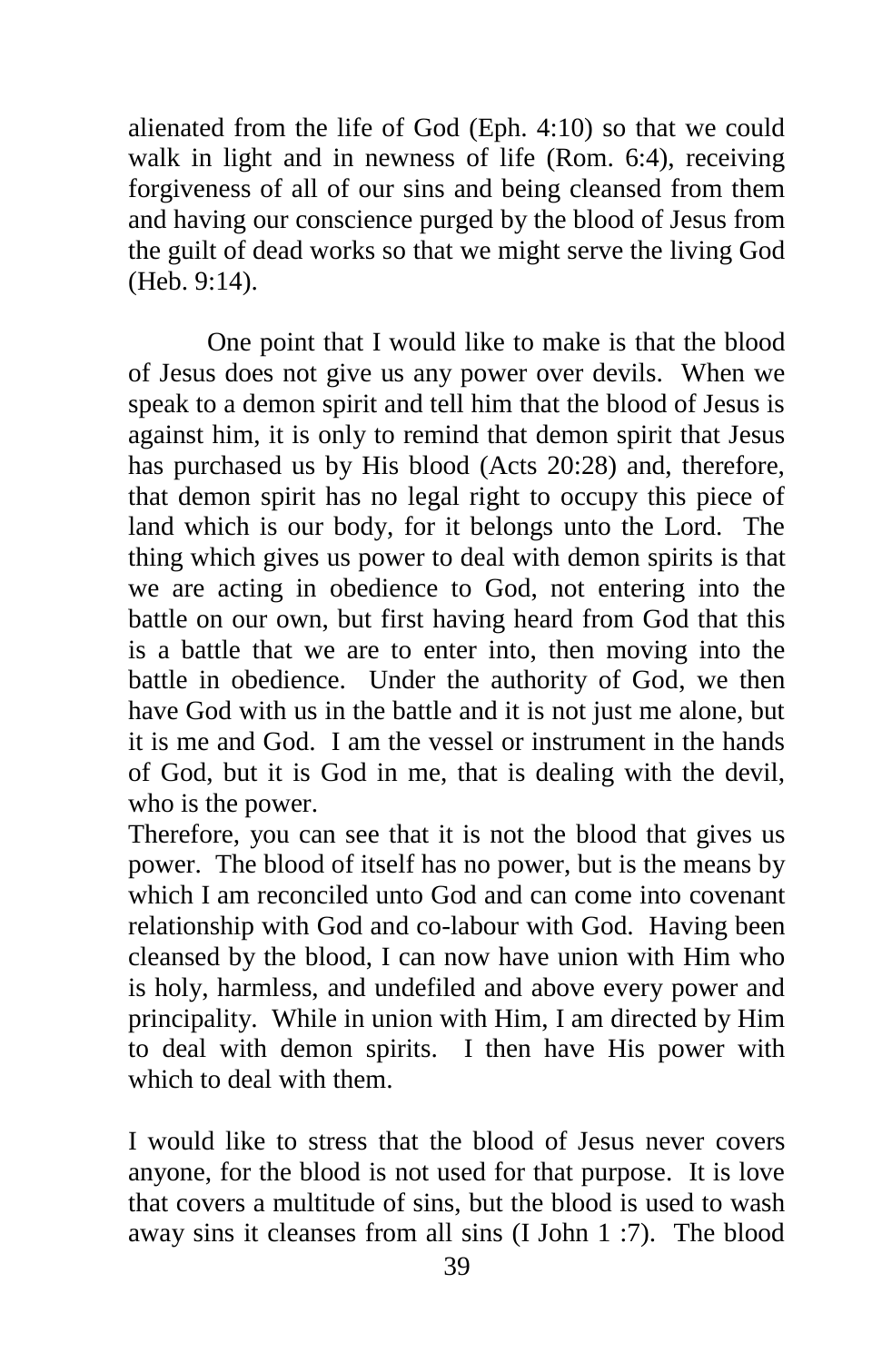alienated from the life of God (Eph. 4:10) so that we could walk in light and in newness of life (Rom. 6:4), receiving forgiveness of all of our sins and being cleansed from them and having our conscience purged by the blood of Jesus from the guilt of dead works so that we might serve the living God (Heb. 9:14).

One point that I would like to make is that the blood of Jesus does not give us any power over devils. When we speak to a demon spirit and tell him that the blood of Jesus is against him, it is only to remind that demon spirit that Jesus has purchased us by His blood (Acts 20:28) and, therefore, that demon spirit has no legal right to occupy this piece of land which is our body, for it belongs unto the Lord. The thing which gives us power to deal with demon spirits is that we are acting in obedience to God, not entering into the battle on our own, but first having heard from God that this is a battle that we are to enter into, then moving into the battle in obedience. Under the authority of God, we then have God with us in the battle and it is not just me alone, but it is me and God. I am the vessel or instrument in the hands of God, but it is God in me, that is dealing with the devil, who is the power.

Therefore, you can see that it is not the blood that gives us power. The blood of itself has no power, but is the means by which I am reconciled unto God and can come into covenant relationship with God and co-labour with God. Having been cleansed by the blood, I can now have union with Him who is holy, harmless, and undefiled and above every power and principality. While in union with Him, I am directed by Him to deal with demon spirits. I then have His power with which to deal with them.

I would like to stress that the blood of Jesus never covers anyone, for the blood is not used for that purpose. It is love that covers a multitude of sins, but the blood is used to wash away sins it cleanses from all sins (I John 1 :7). The blood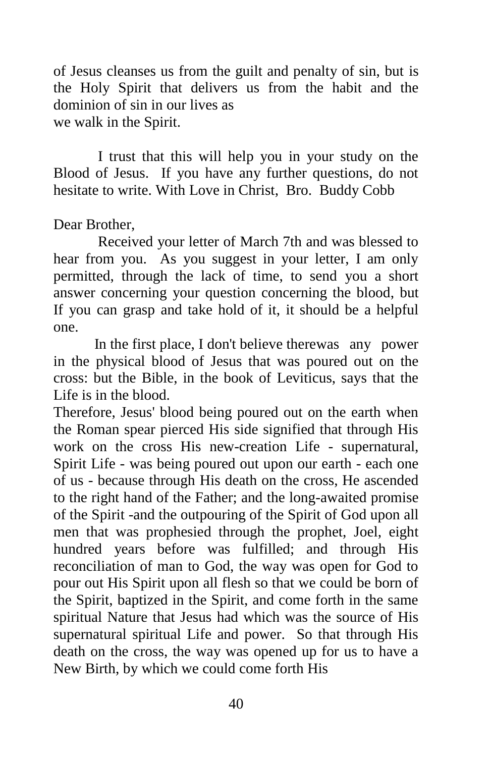of Jesus cleanses us from the guilt and penalty of sin, but is the Holy Spirit that delivers us from the habit and the dominion of sin in our lives as
we walk in the Spirit.

I trust that this will help you in your study on the Blood of Jesus. If you have any further questions, do not hesitate to write. With Love in Christ, Bro. Buddy Cobb

Dear Brother,

Received your letter of March 7th and was blessed to hear from you. As you suggest in your letter, I am only permitted, through the lack of time, to send you a short answer concerning your question concerning the blood, but If you can grasp and take hold of it, it should be a helpful one.

In the first place, I don't believe therewas any power in the physical blood of Jesus that was poured out on the cross: but the Bible, in the book of Leviticus, says that the Life is in the blood.
Therefore, Jesus' blood being poured out on the earth when the Roman spear pierced His side signified that through His work on the cross His new-creation Life - supernatural, Spirit Life - was being poured out upon our earth - each one of us - because through His death on the cross, He ascended to the right hand of the Father; and the long-awaited promise of the Spirit -and the outpouring of the Spirit of God upon all men that was prophesied through the prophet, Joel, eight hundred years before was fulfilled; and through His reconciliation of man to God, the way was open for God to pour out His Spirit upon all flesh so that we could be born of the Spirit, baptized in the Spirit, and come forth in the same spiritual Nature that Jesus had which was the source of His supernatural spiritual Life and power. So that through His death on the cross, the way was opened up for us to have a New Birth, by which we could come forth His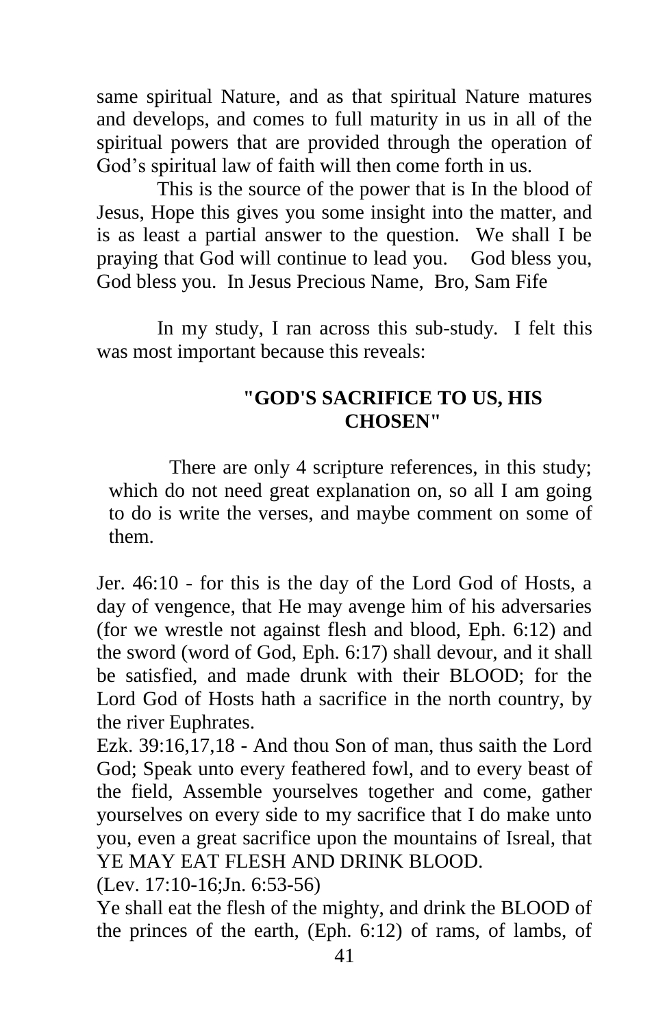same spiritual Nature, and as that spiritual Nature matures and develops, and comes to full maturity in us in all of the spiritual powers that are provided through the operation of God's spiritual law of faith will then come forth in us.

This is the source of the power that is In the blood of Jesus, Hope this gives you some insight into the matter, and is as least a partial answer to the question. We shall I be praying that God will continue to lead you. God bless you, God bless you. In Jesus Precious Name, Bro, Sam Fife

In my study, I ran across this sub-study. I felt this was most important because this reveals:

**"GOD'S SACRIFICE TO US, HIS CHOSEN"**

There are only 4 scripture references, in this study; which do not need great explanation on, so all I am going to do is write the verses, and maybe comment on some of them.

Jer. 46:10 - for this is the day of the Lord God of Hosts, a day of vengence, that He may avenge him of his adversaries (for we wrestle not against flesh and blood, Eph. 6:12) and the sword (word of God, Eph. 6:17) shall devour, and it shall be satisfied, and made drunk with their BLOOD; for the Lord God of Hosts hath a sacrifice in the north country, by the river Euphrates.

Ezk. 39:16,17,18 - And thou Son of man, thus saith the Lord God; Speak unto every feathered fowl, and to every beast of the field, Assemble yourselves together and come, gather yourselves on every side to my sacrifice that I do make unto you, even a great sacrifice upon the mountains of Isreal, that YE MAY EAT FLESH AND DRINK BLOOD.

(Lev. 17:10-16;Jn. 6:53-56)

Ye shall eat the flesh of the mighty, and drink the BLOOD of the princes of the earth, (Eph. 6:12) of rams, of lambs, of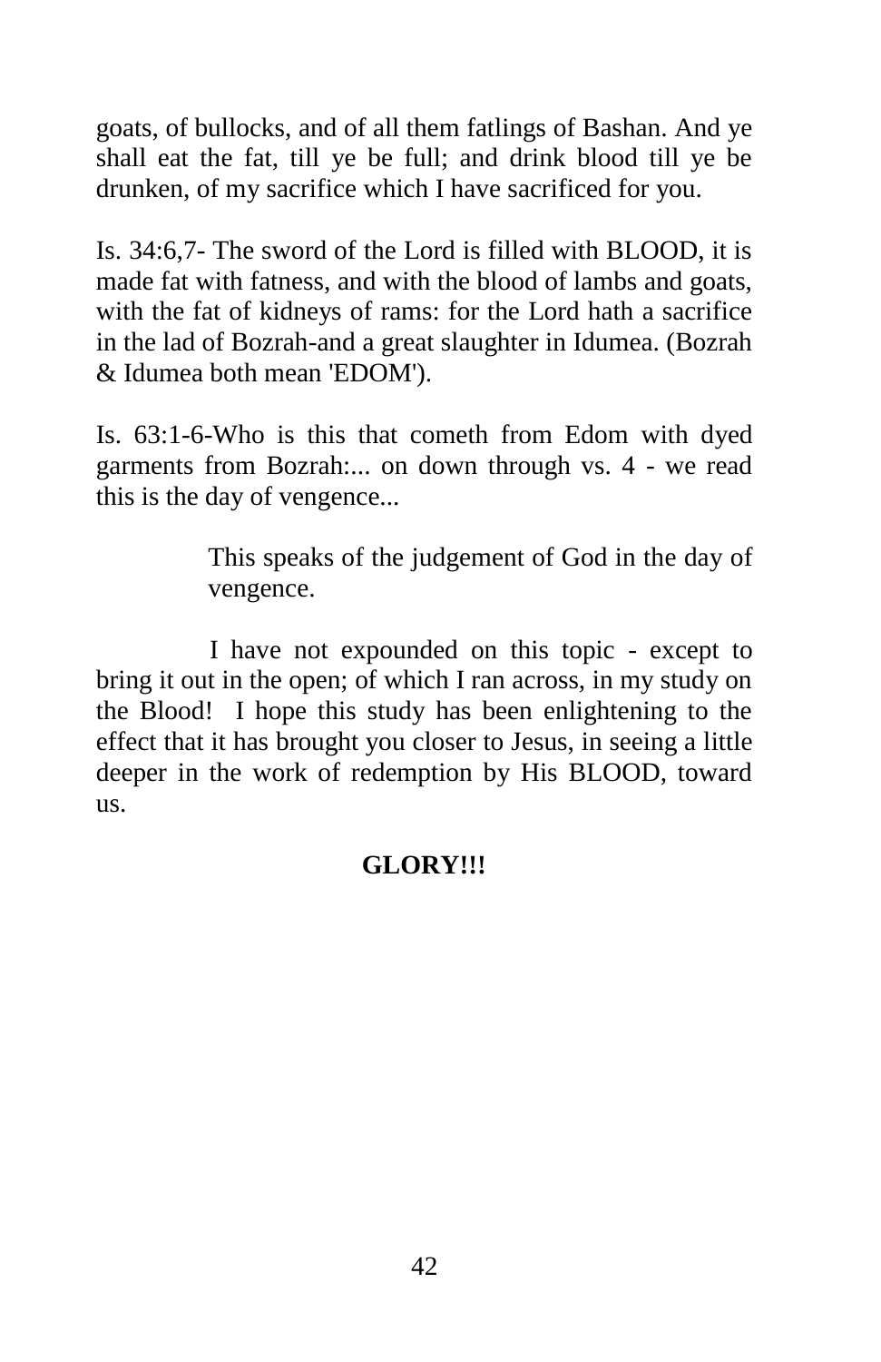goats, of bullocks, and of all them fatlings of Bashan. And ye shall eat the fat, till ye be full; and drink blood till ye be drunken, of my sacrifice which I have sacrificed for you.

Is. 34:6,7- The sword of the Lord is filled with BLOOD, it is made fat with fatness, and with the blood of lambs and goats, with the fat of kidneys of rams: for the Lord hath a sacrifice in the lad of Bozrah-and a great slaughter in Idumea. (Bozrah & Idumea both mean 'EDOM').

Is. 63:1-6-Who is this that cometh from Edom with dyed garments from Bozrah:... on down through vs. 4 - we read this is the day of vengence...

> This speaks of the judgement of God in the day of vengence.

I have not expounded on this topic - except to bring it out in the open; of which I ran across, in my study on the Blood! I hope this study has been enlightening to the effect that it has brought you closer to Jesus, in seeing a little deeper in the work of redemption by His BLOOD, toward us.

**GLORY!!!**